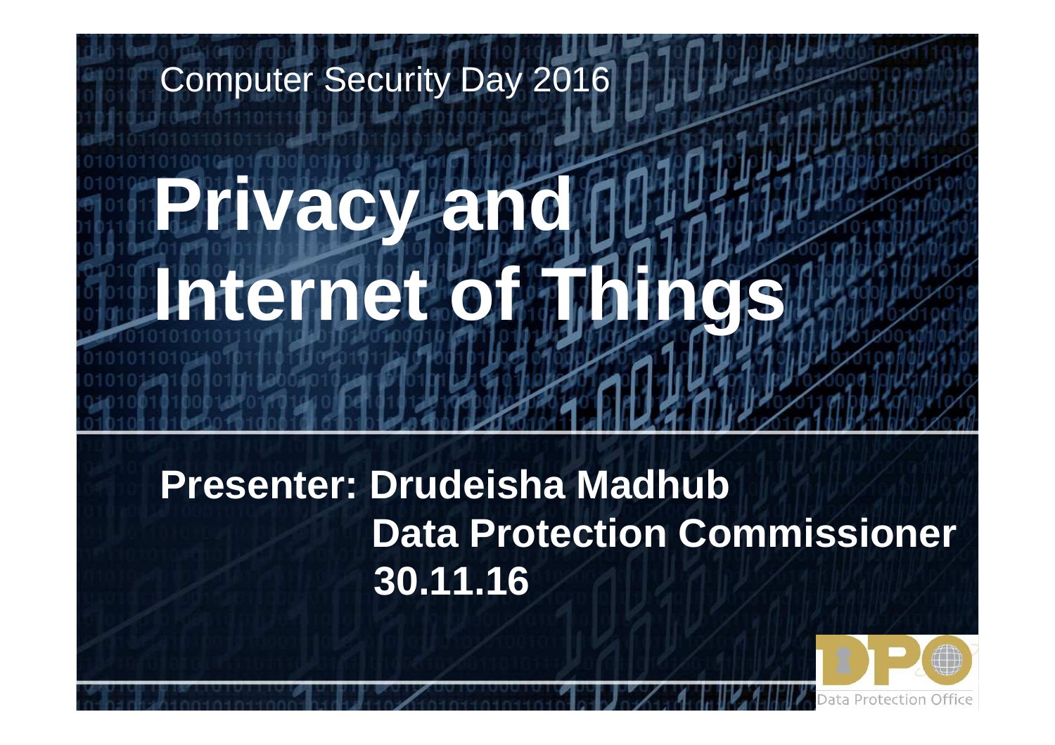Computer Security Day 2016

# Privacy and Internet of Things

**Presenter: Drudeisha Madhub**
**Data Protection Commissioner**
**30.11.16**

Data Protection Office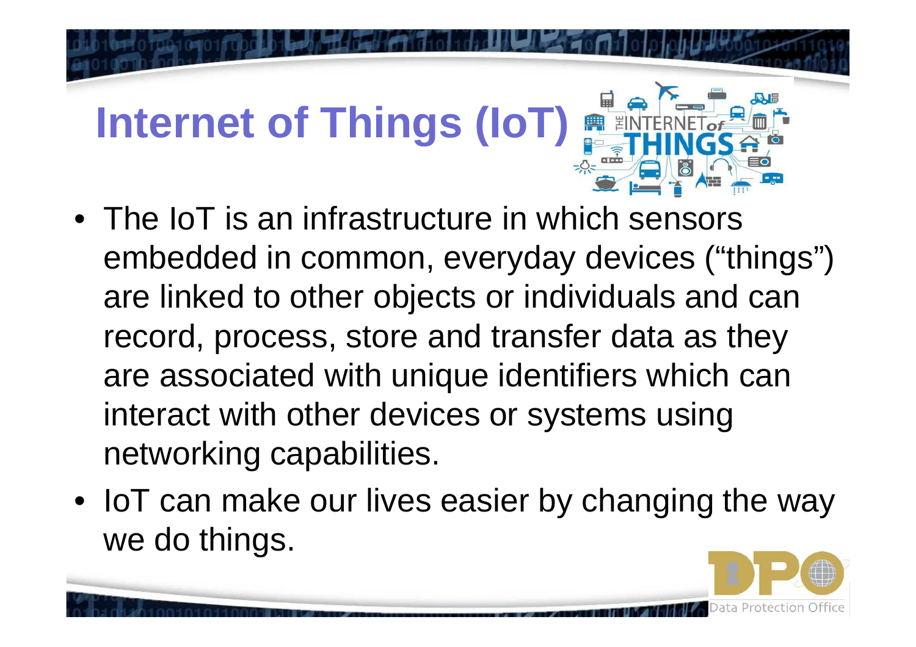# Internet of Things (IoT)

- The IoT is an infrastructure in which sensors embedded in common, everyday devices ("things") are linked to other objects or individuals and can record, process, store and transfer data as they are associated with unique identifiers which can interact with other devices or systems using networking capabilities.
- IoT can make our lives easier by changing the way we do things.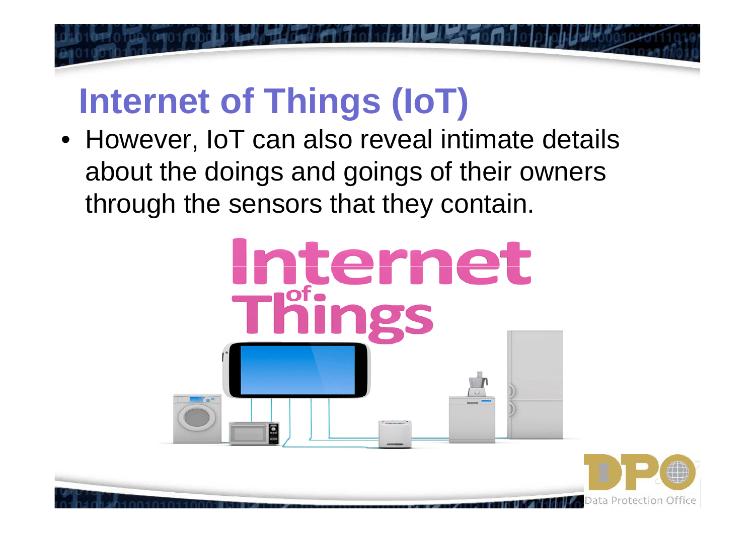# Internet of Things (IoT)

- However, IoT can also reveal intimate details about the doings and goings of their owners through the sensors that they contain.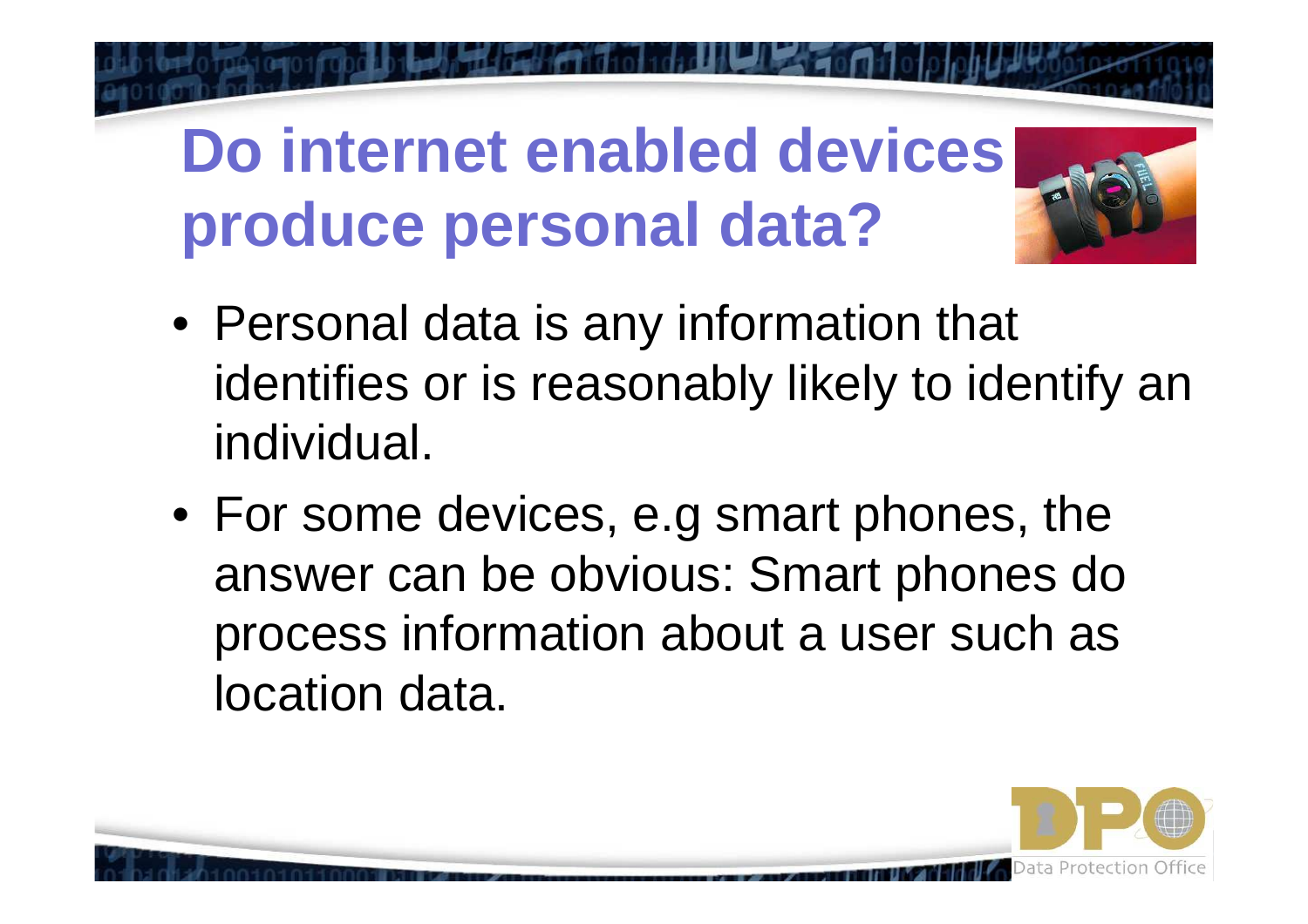# Do internet enabled devices produce personal data?

- Personal data is any information that identifies or is reasonably likely to identify an individual.
- For some devices, e.g smart phones, the answer can be obvious: Smart phones do process information about a user such as location data.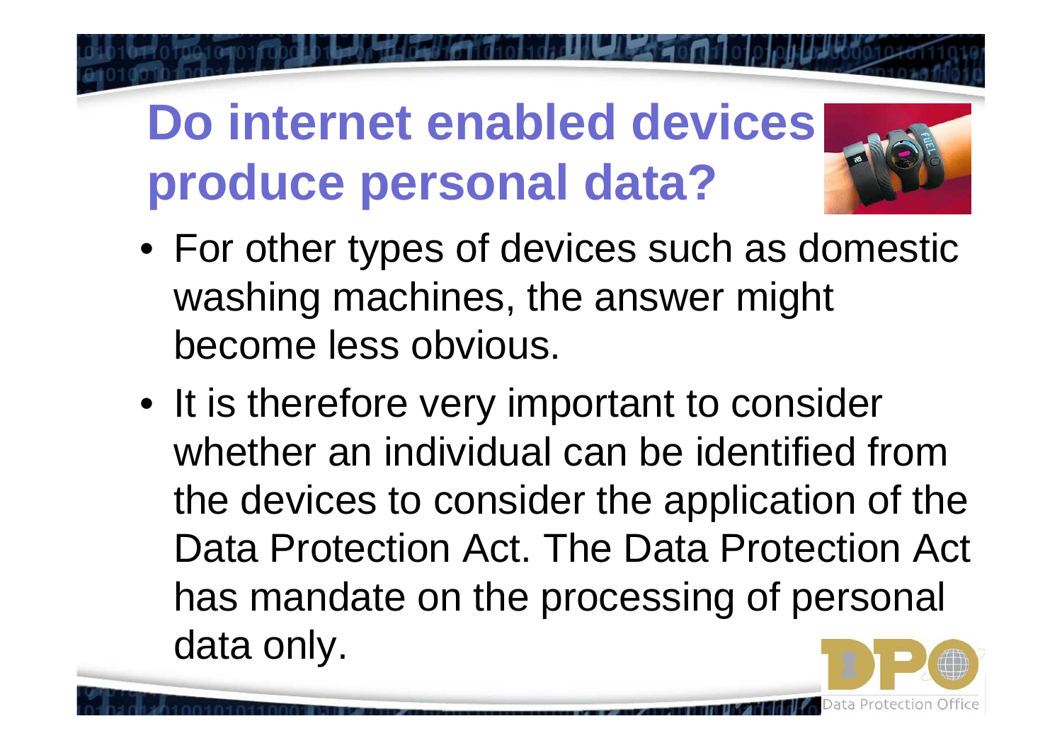# Do internet enabled devices produce personal data?

- For other types of devices such as domestic washing machines, the answer might become less obvious.
- It is therefore very important to consider whether an individual can be identified from the devices to consider the application of the Data Protection Act. The Data Protection Act has mandate on the processing of personal data only.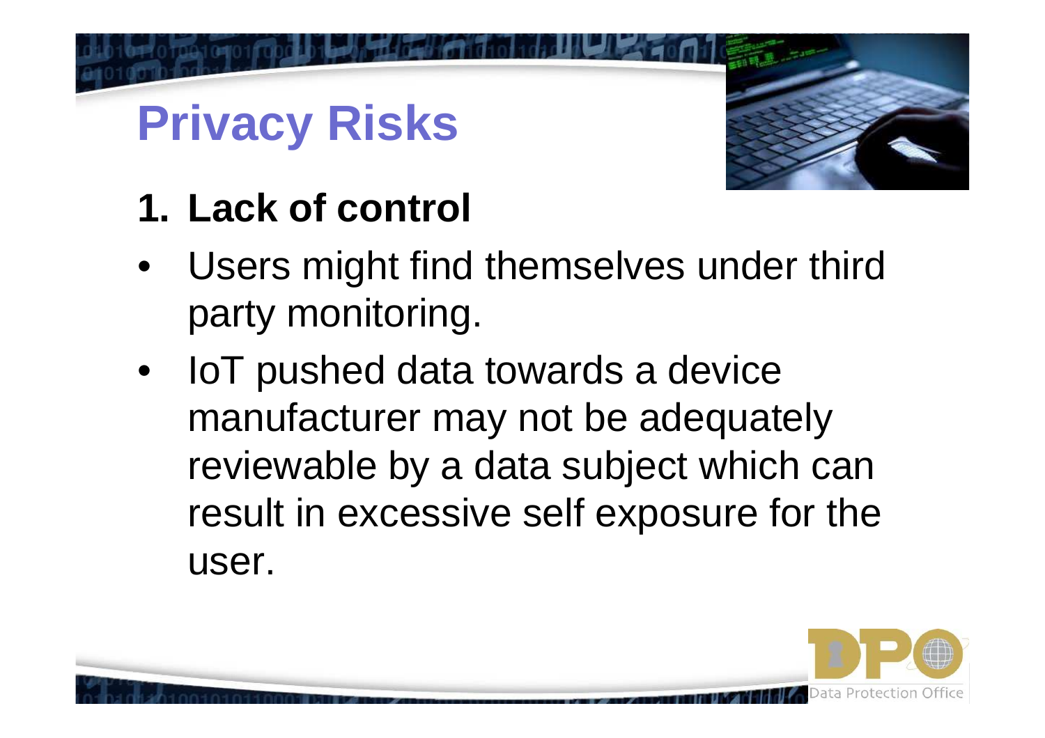# Privacy Risks

## 1. Lack of control

- Users might find themselves under third party monitoring.
- IoT pushed data towards a device manufacturer may not be adequately reviewable by a data subject which can result in excessive self exposure for the user.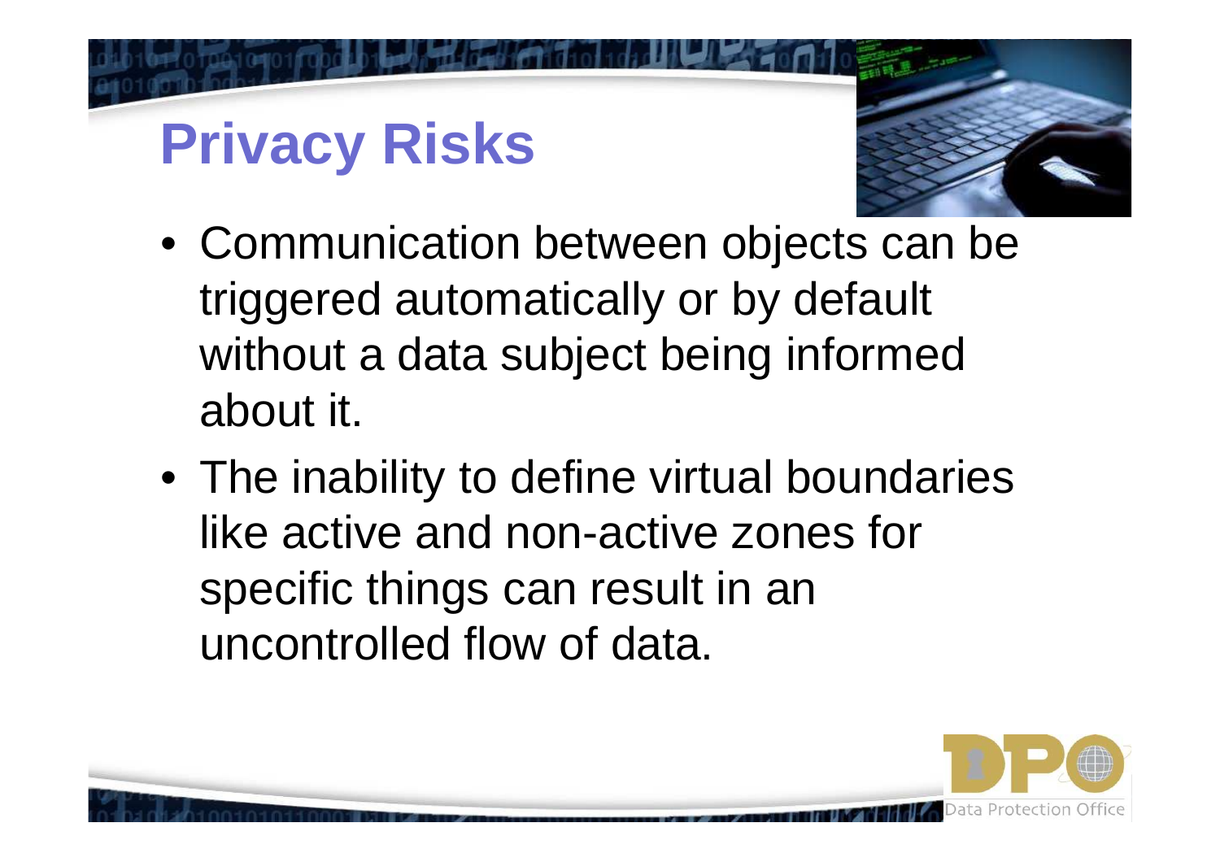# Privacy Risks

- Communication between objects can be triggered automatically or by default without a data subject being informed about it.
- The inability to define virtual boundaries like active and non-active zones for specific things can result in an uncontrolled flow of data.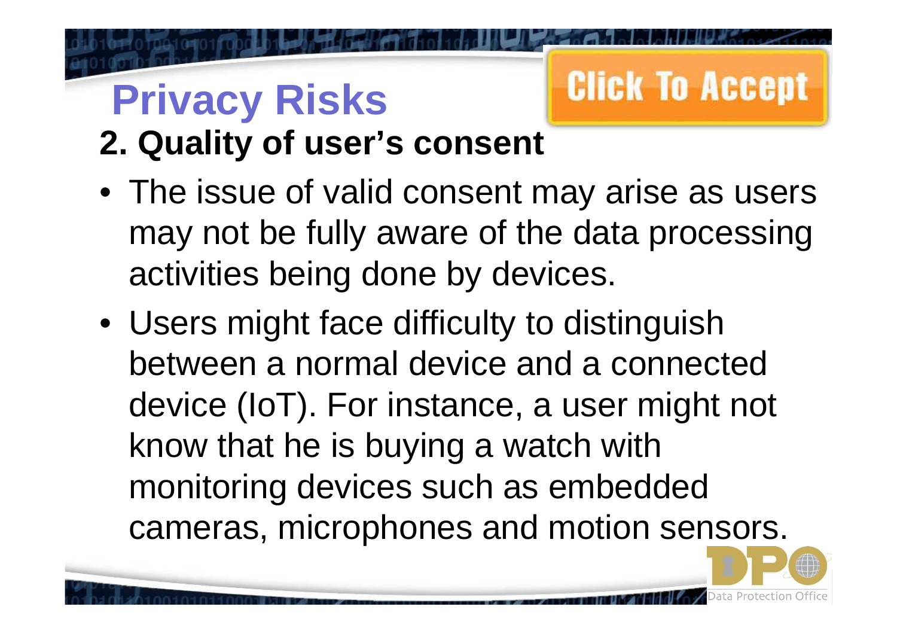# Privacy Risks

## 2. Quality of user's consent

- The issue of valid consent may arise as users may not be fully aware of the data processing activities being done by devices.
- Users might face difficulty to distinguish between a normal device and a connected device (IoT). For instance, a user might not know that he is buying a watch with monitoring devices such as embedded cameras, microphones and motion sensors.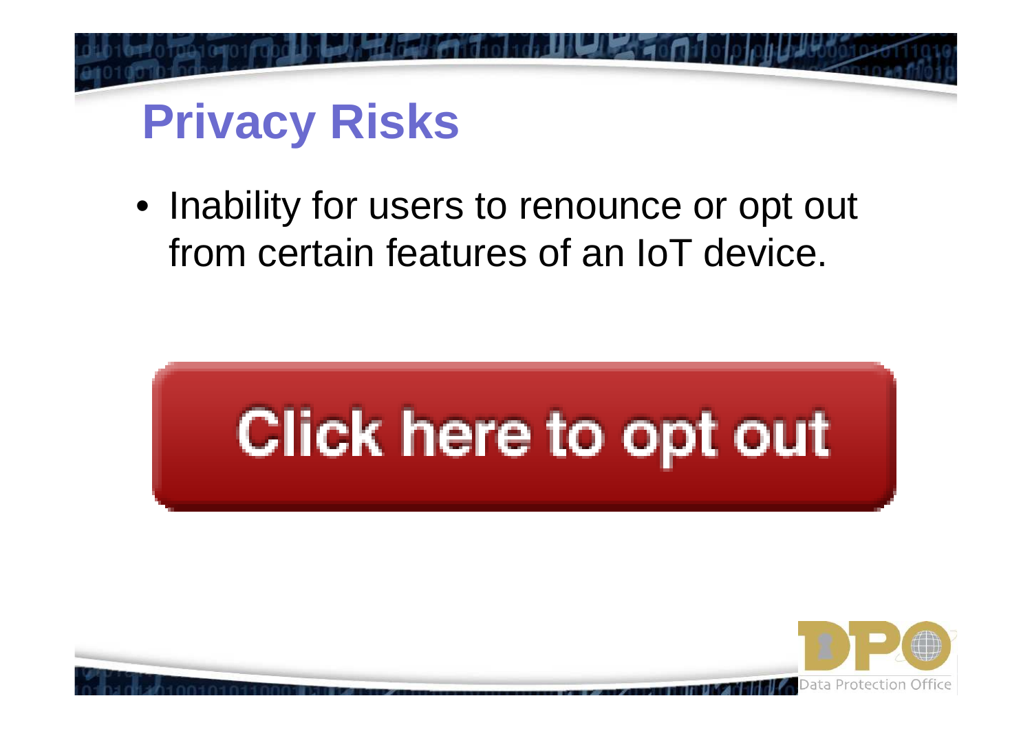# Privacy Risks

- Inability for users to renounce or opt out from certain features of an IoT device.

Click here to opt out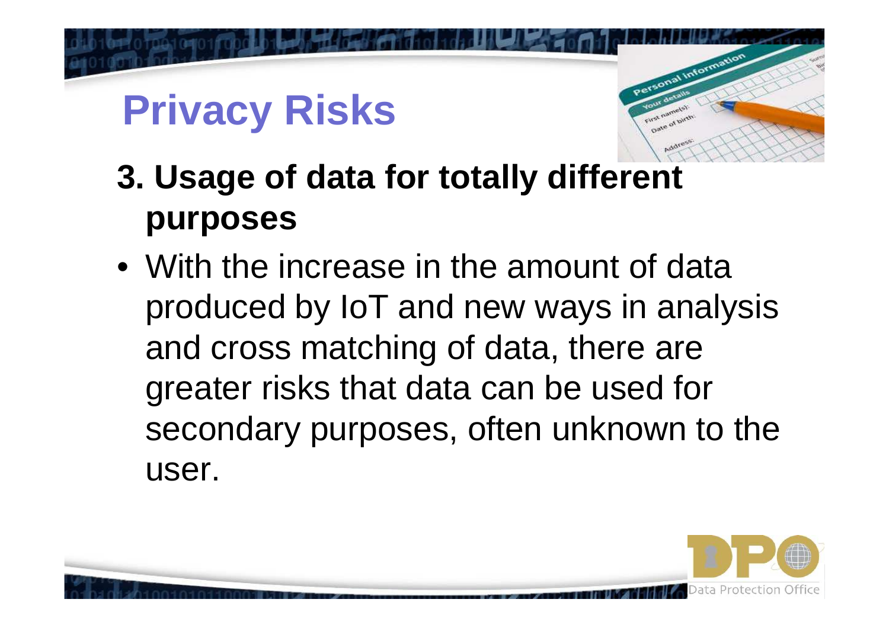# Privacy Risks

## 3. Usage of data for totally different purposes

- With the increase in the amount of data produced by IoT and new ways in analysis and cross matching of data, there are greater risks that data can be used for secondary purposes, often unknown to the user.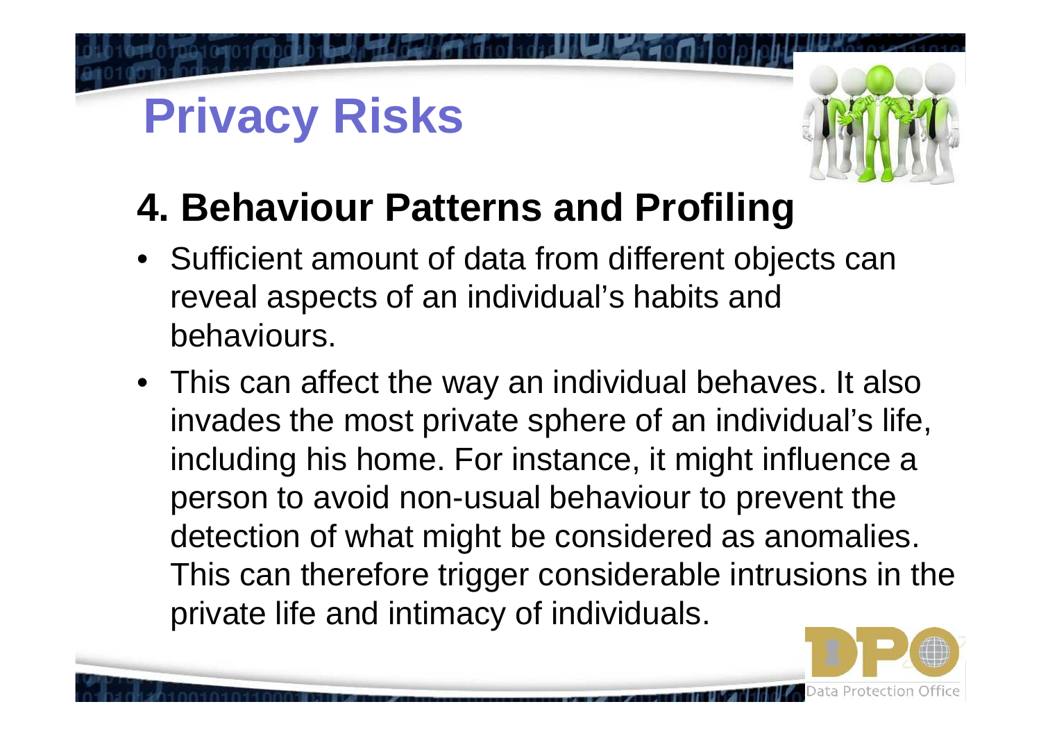# Privacy Risks

## 4. Behaviour Patterns and Profiling

- Sufficient amount of data from different objects can reveal aspects of an individual's habits and behaviours.
- This can affect the way an individual behaves. It also invades the most private sphere of an individual's life, including his home. For instance, it might influence a person to avoid non-usual behaviour to prevent the detection of what might be considered as anomalies. This can therefore trigger considerable intrusions in the private life and intimacy of individuals.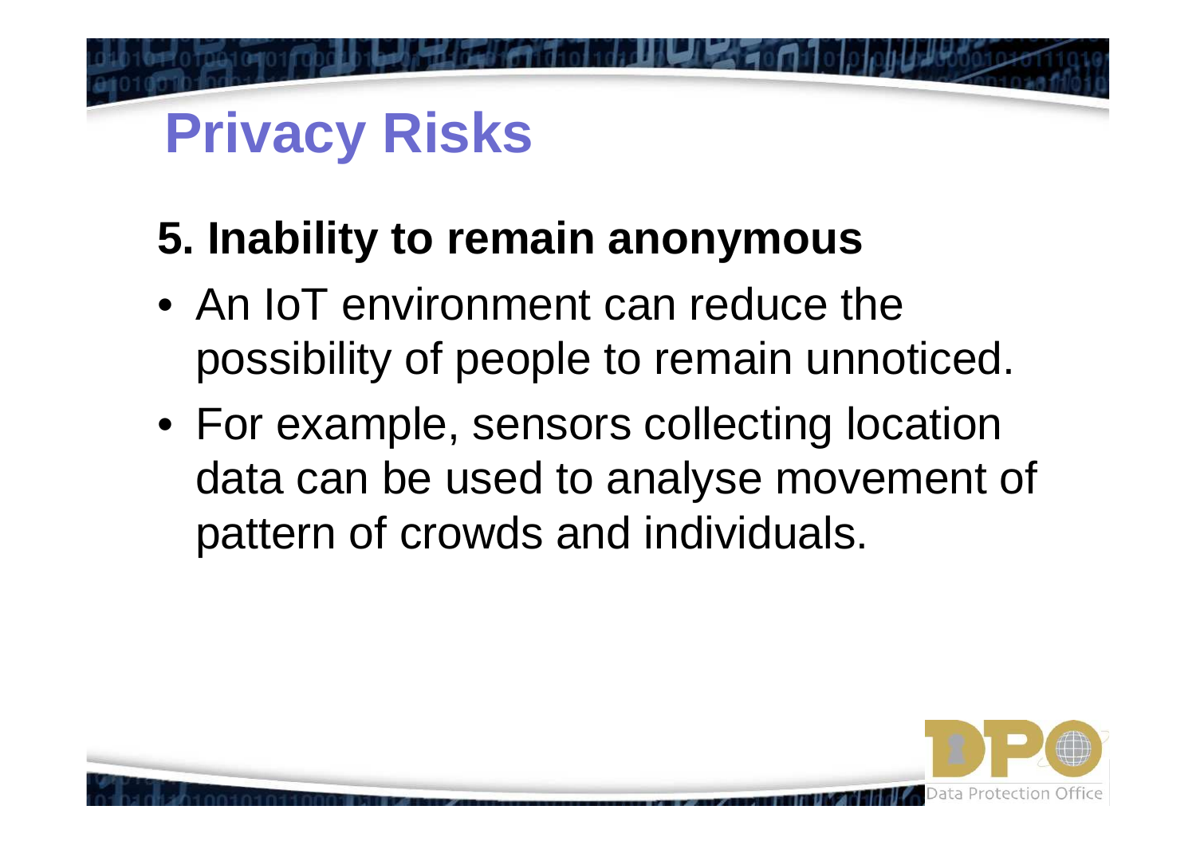# Privacy Risks

## 5. Inability to remain anonymous

- An IoT environment can reduce the possibility of people to remain unnoticed.
- For example, sensors collecting location data can be used to analyse movement of pattern of crowds and individuals.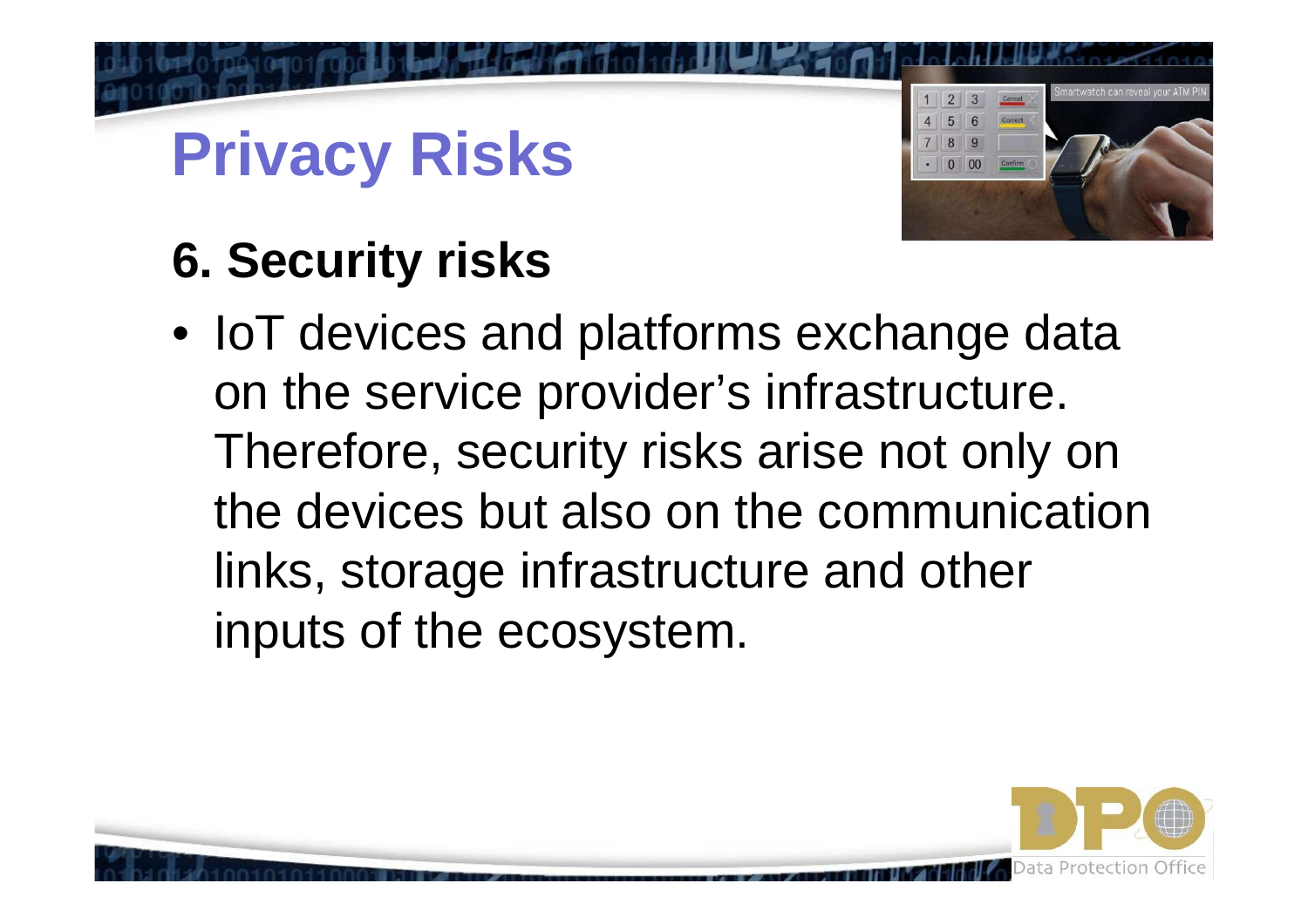# Privacy Risks

## 6. Security risks

- IoT devices and platforms exchange data on the service provider's infrastructure. Therefore, security risks arise not only on the devices but also on the communication links, storage infrastructure and other inputs of the ecosystem.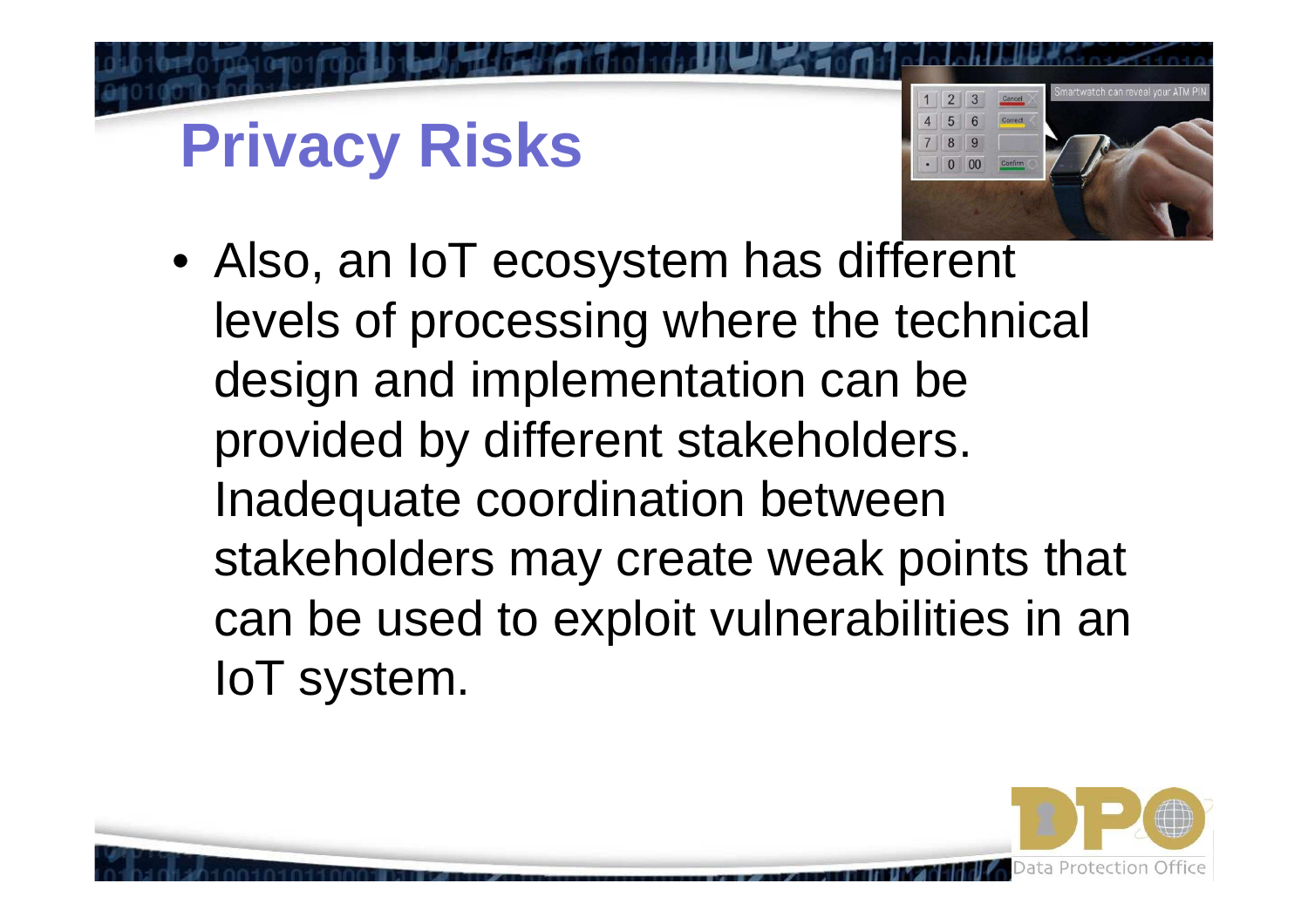# Privacy Risks

- Also, an IoT ecosystem has different levels of processing where the technical design and implementation can be provided by different stakeholders. Inadequate coordination between stakeholders may create weak points that can be used to exploit vulnerabilities in an IoT system.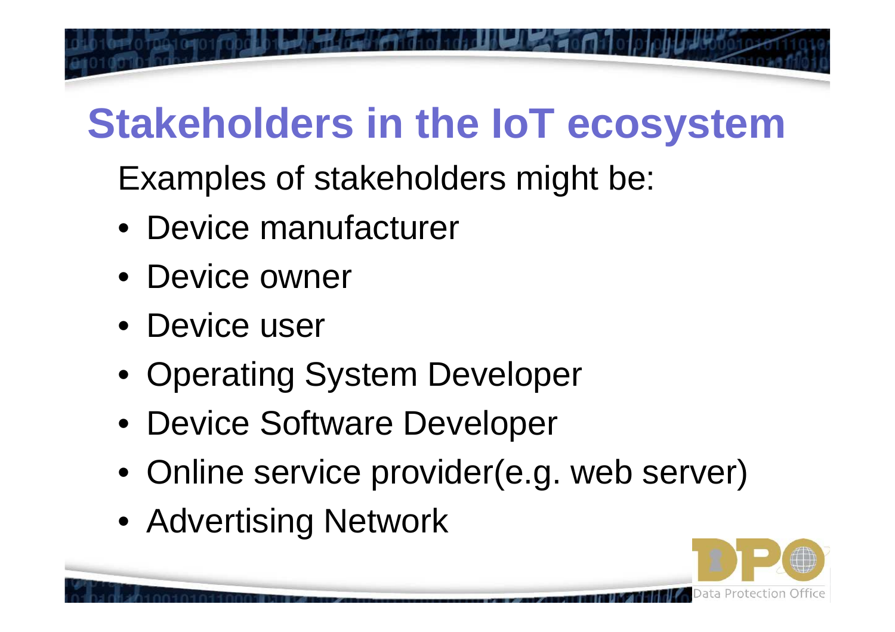# Stakeholders in the IoT ecosystem

Examples of stakeholders might be:

- Device manufacturer
- Device owner
- Device user
- Operating System Developer
- Device Software Developer
- Online service provider(e.g. web server)
- Advertising Network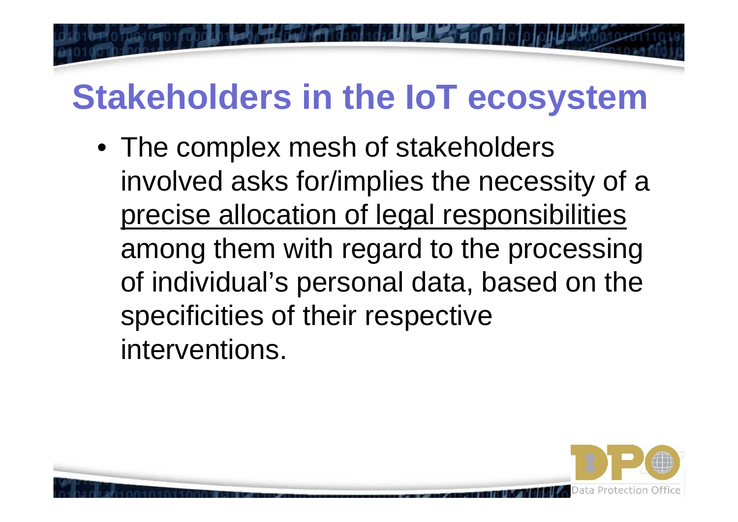# Stakeholders in the IoT ecosystem

- The complex mesh of stakeholders involved asks for/implies the necessity of a precise allocation of legal responsibilities among them with regard to the processing of individual's personal data, based on the specificities of their respective interventions.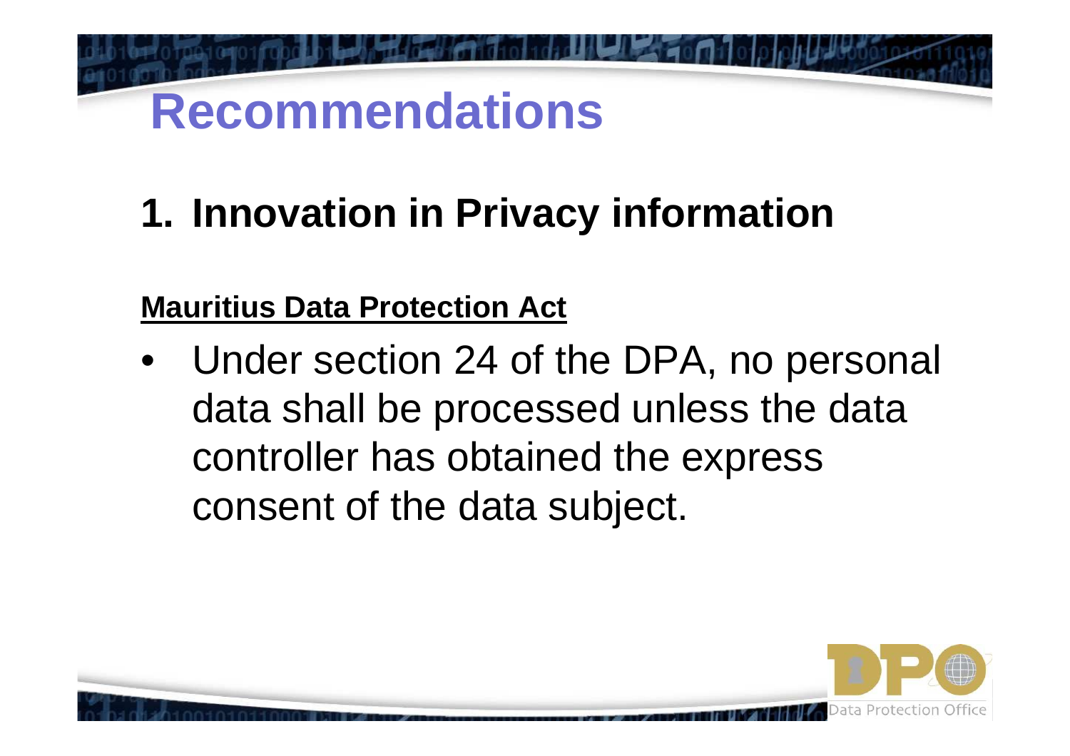# Recommendations

## 1. Innovation in Privacy information

**Mauritius Data Protection Act**

- Under section 24 of the DPA, no personal data shall be processed unless the data controller has obtained the express consent of the data subject.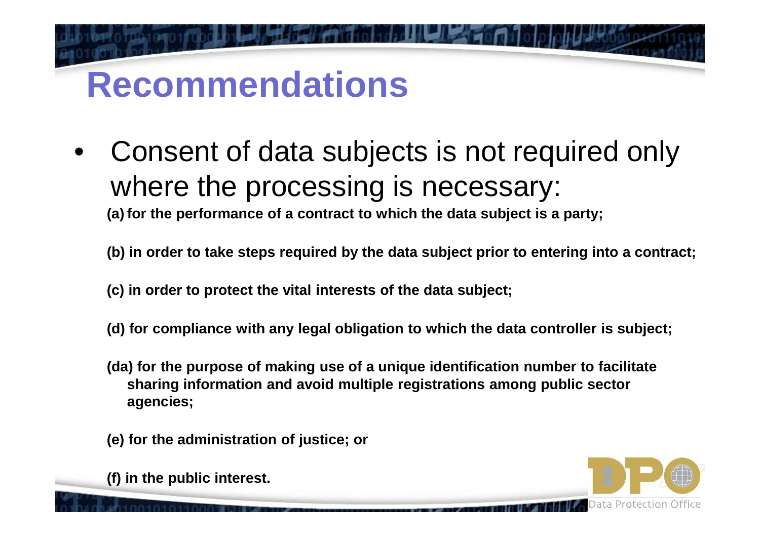# Recommendations

- Consent of data subjects is not required only where the processing is necessary:

  **(a) for the performance of a contract to which the data subject is a party;**

  **(b) in order to take steps required by the data subject prior to entering into a contract;**

  **(c) in order to protect the vital interests of the data subject;**

  **(d) for compliance with any legal obligation to which the data controller is subject;**

  **(da) for the purpose of making use of a unique identification number to facilitate sharing information and avoid multiple registrations among public sector agencies;**

  **(e) for the administration of justice; or**

  **(f) in the public interest.**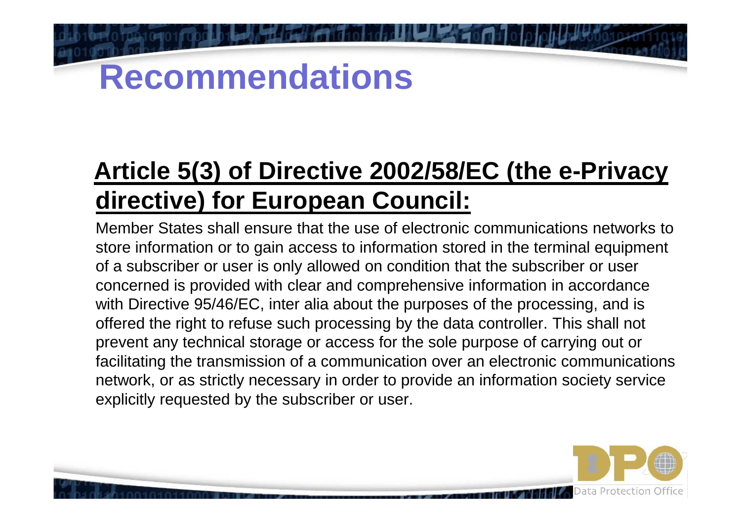# Recommendations

## Article 5(3) of Directive 2002/58/EC (the e-Privacy directive) for European Council:

Member States shall ensure that the use of electronic communications networks to store information or to gain access to information stored in the terminal equipment of a subscriber or user is only allowed on condition that the subscriber or user concerned is provided with clear and comprehensive information in accordance with Directive 95/46/EC, inter alia about the purposes of the processing, and is offered the right to refuse such processing by the data controller. This shall not prevent any technical storage or access for the sole purpose of carrying out or facilitating the transmission of a communication over an electronic communications network, or as strictly necessary in order to provide an information society service explicitly requested by the subscriber or user.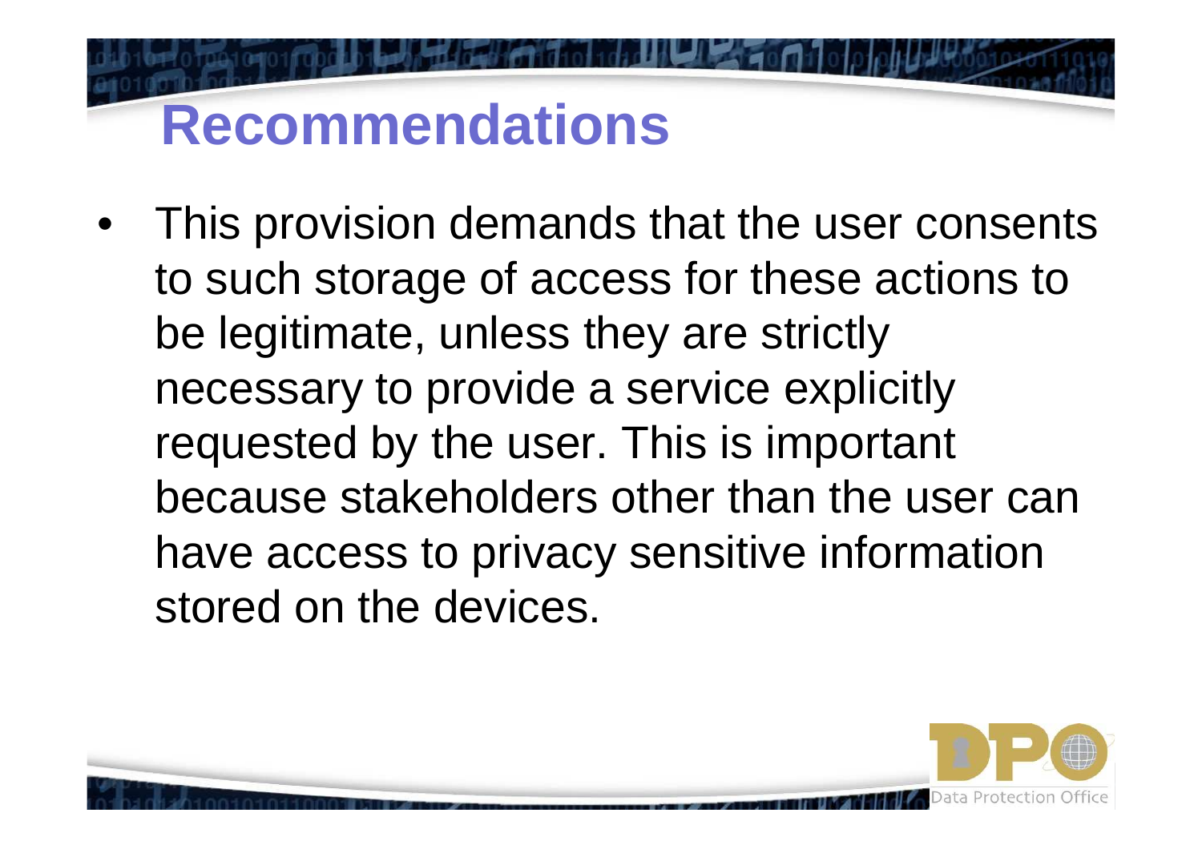# Recommendations

- This provision demands that the user consents to such storage of access for these actions to be legitimate, unless they are strictly necessary to provide a service explicitly requested by the user. This is important because stakeholders other than the user can have access to privacy sensitive information stored on the devices.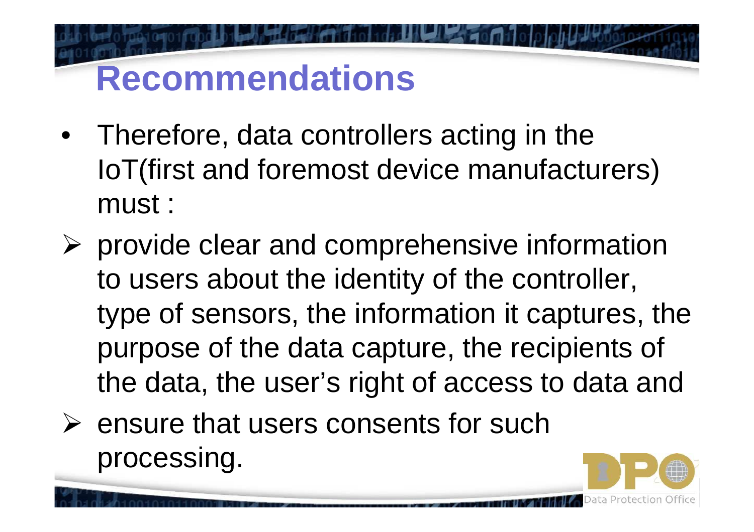# Recommendations

- Therefore, data controllers acting in the IoT(first and foremost device manufacturers) must :

- ➢ provide clear and comprehensive information to users about the identity of the controller, type of sensors, the information it captures, the purpose of the data capture, the recipients of the data, the user's right of access to data and
- ➢ ensure that users consents for such processing.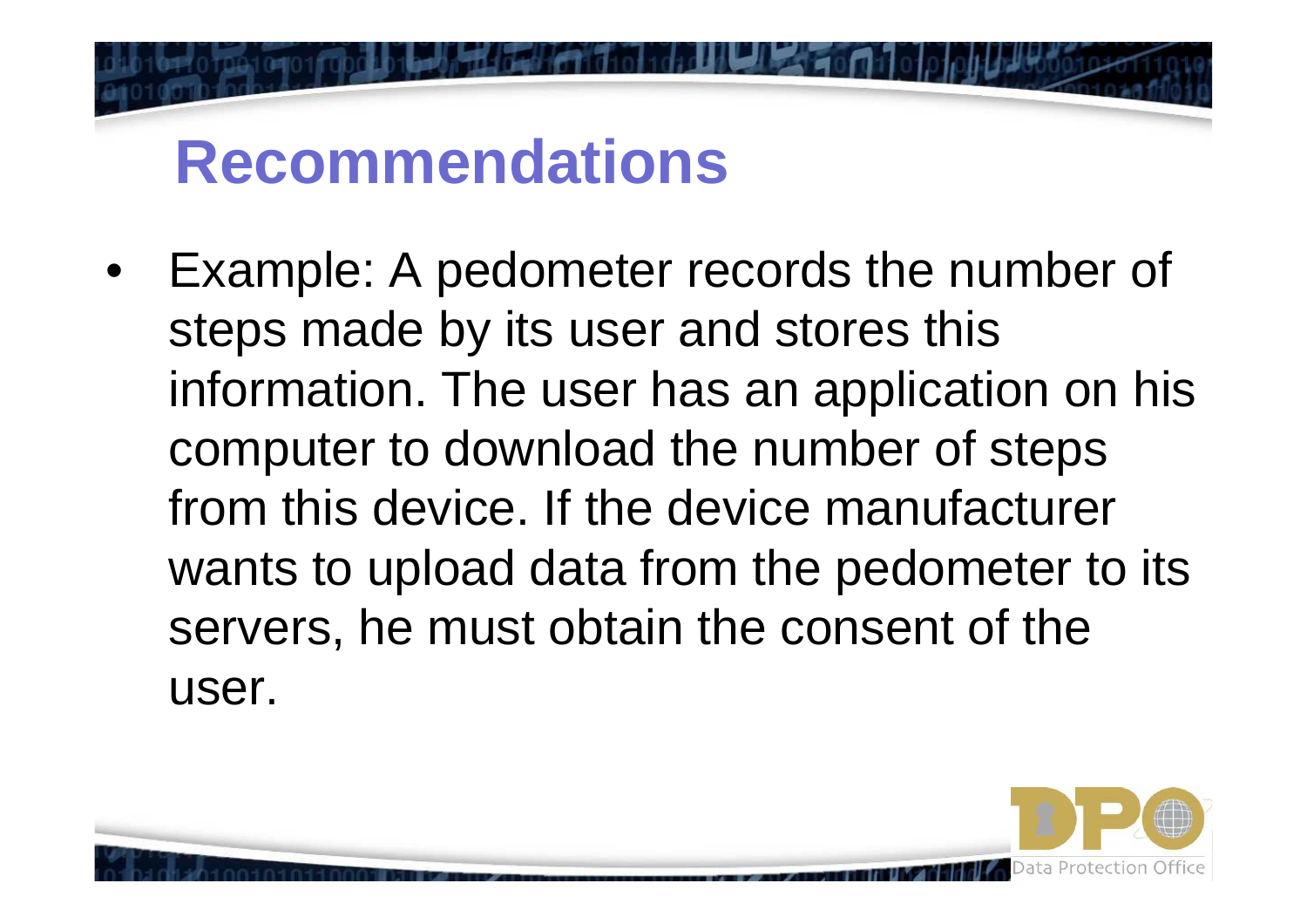# Recommendations

- Example: A pedometer records the number of steps made by its user and stores this information. The user has an application on his computer to download the number of steps from this device. If the device manufacturer wants to upload data from the pedometer to its servers, he must obtain the consent of the user.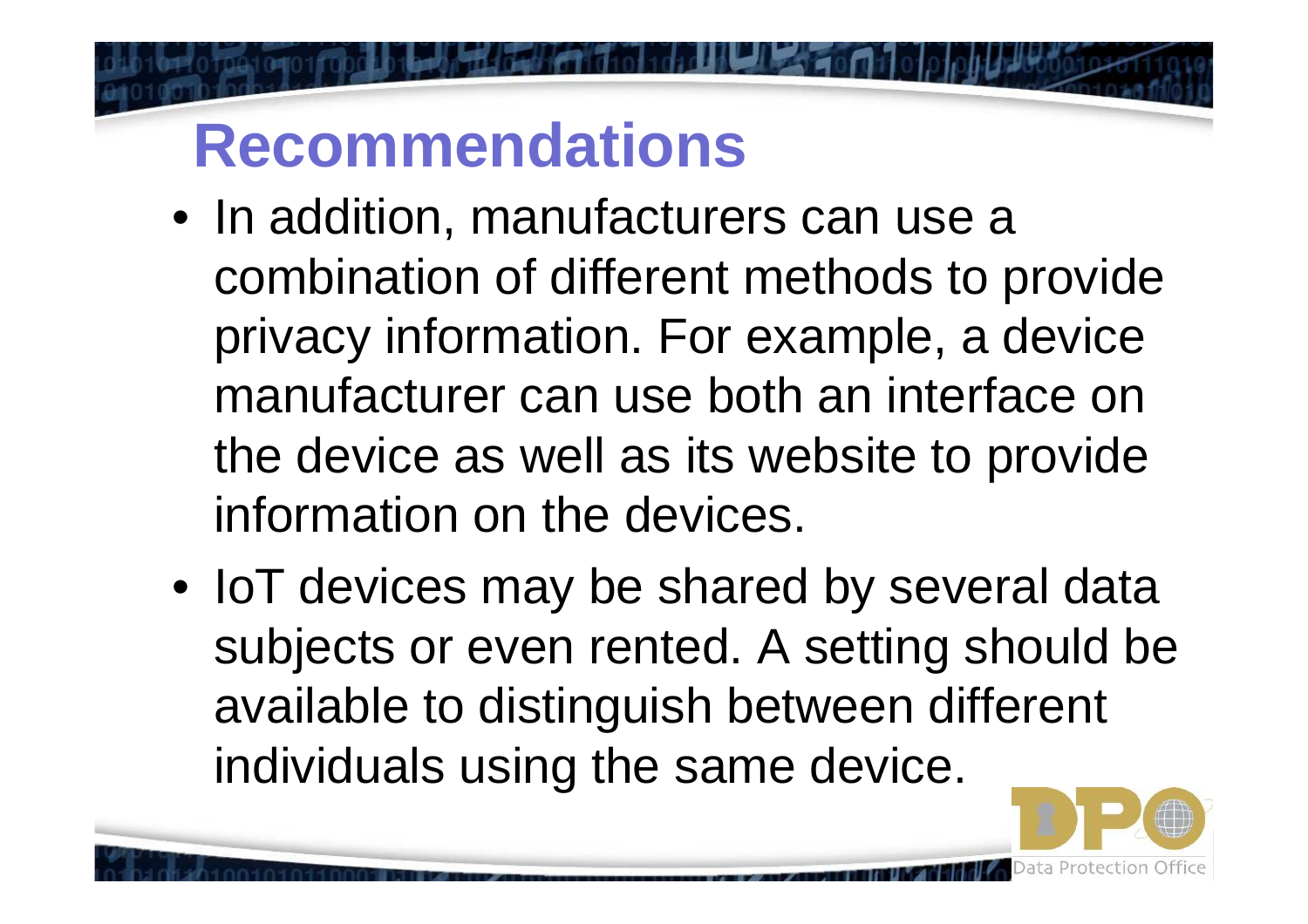# Recommendations

- In addition, manufacturers can use a combination of different methods to provide privacy information. For example, a device manufacturer can use both an interface on the device as well as its website to provide information on the devices.
- IoT devices may be shared by several data subjects or even rented. A setting should be available to distinguish between different individuals using the same device.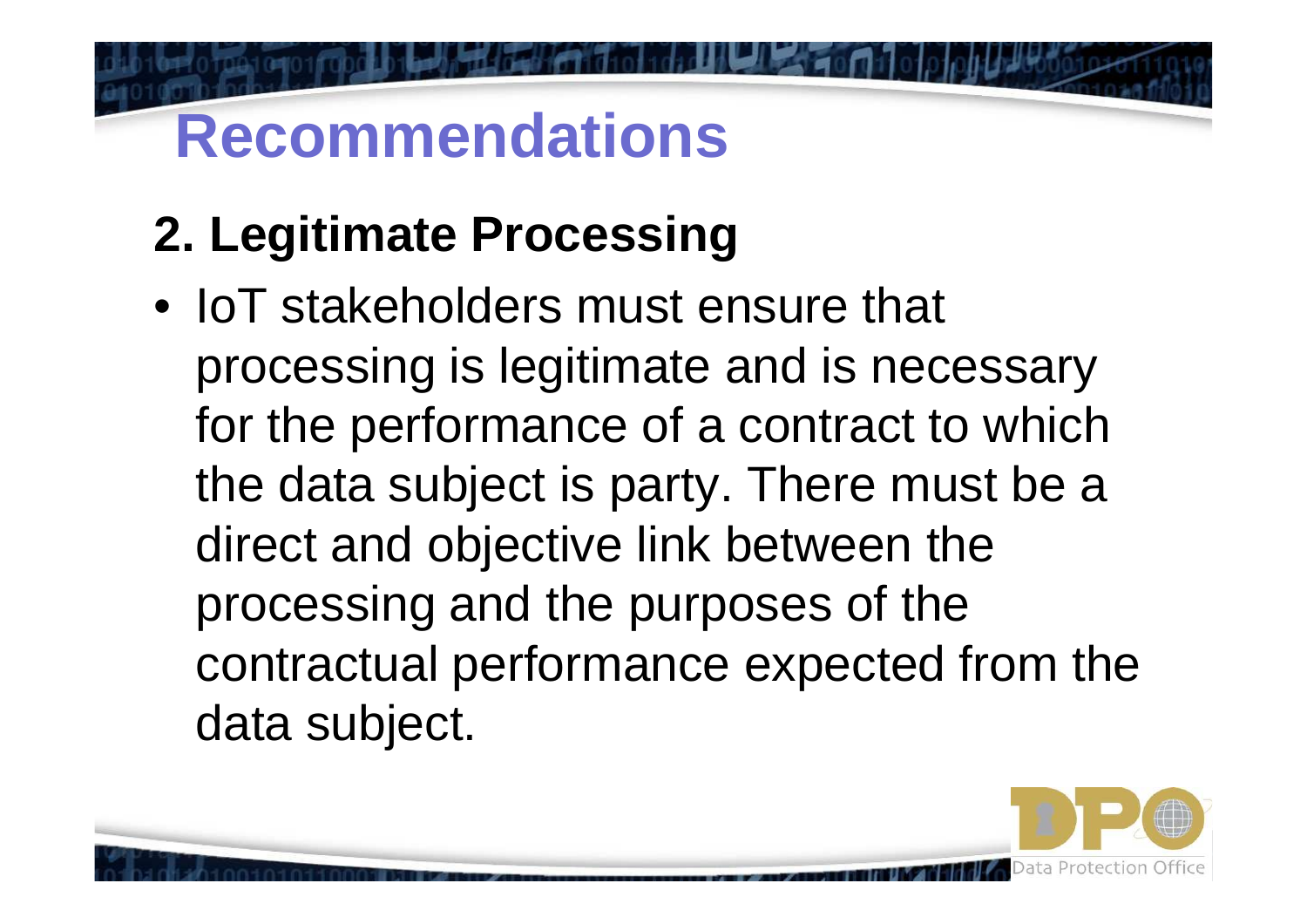# Recommendations

## 2. Legitimate Processing

- IoT stakeholders must ensure that processing is legitimate and is necessary for the performance of a contract to which the data subject is party. There must be a direct and objective link between the processing and the purposes of the contractual performance expected from the data subject.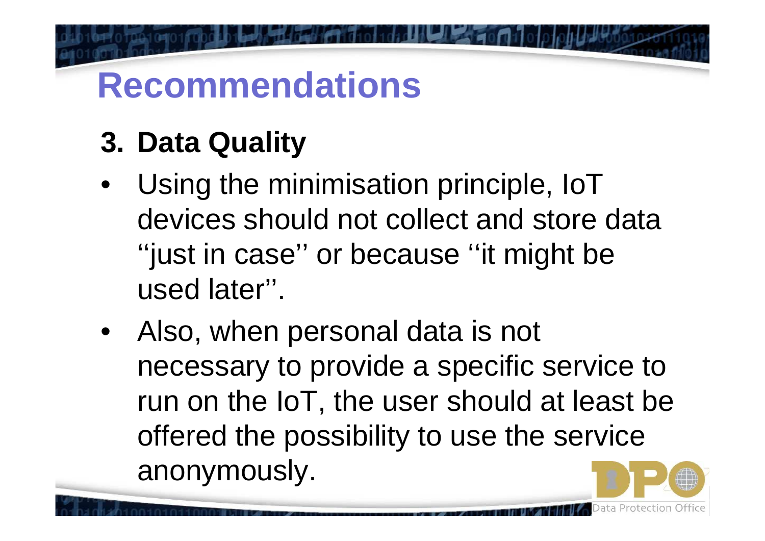# Recommendations

## 3. Data Quality

- Using the minimisation principle, IoT devices should not collect and store data ''just in case'' or because ''it might be used later''.
- Also, when personal data is not necessary to provide a specific service to run on the IoT, the user should at least be offered the possibility to use the service anonymously.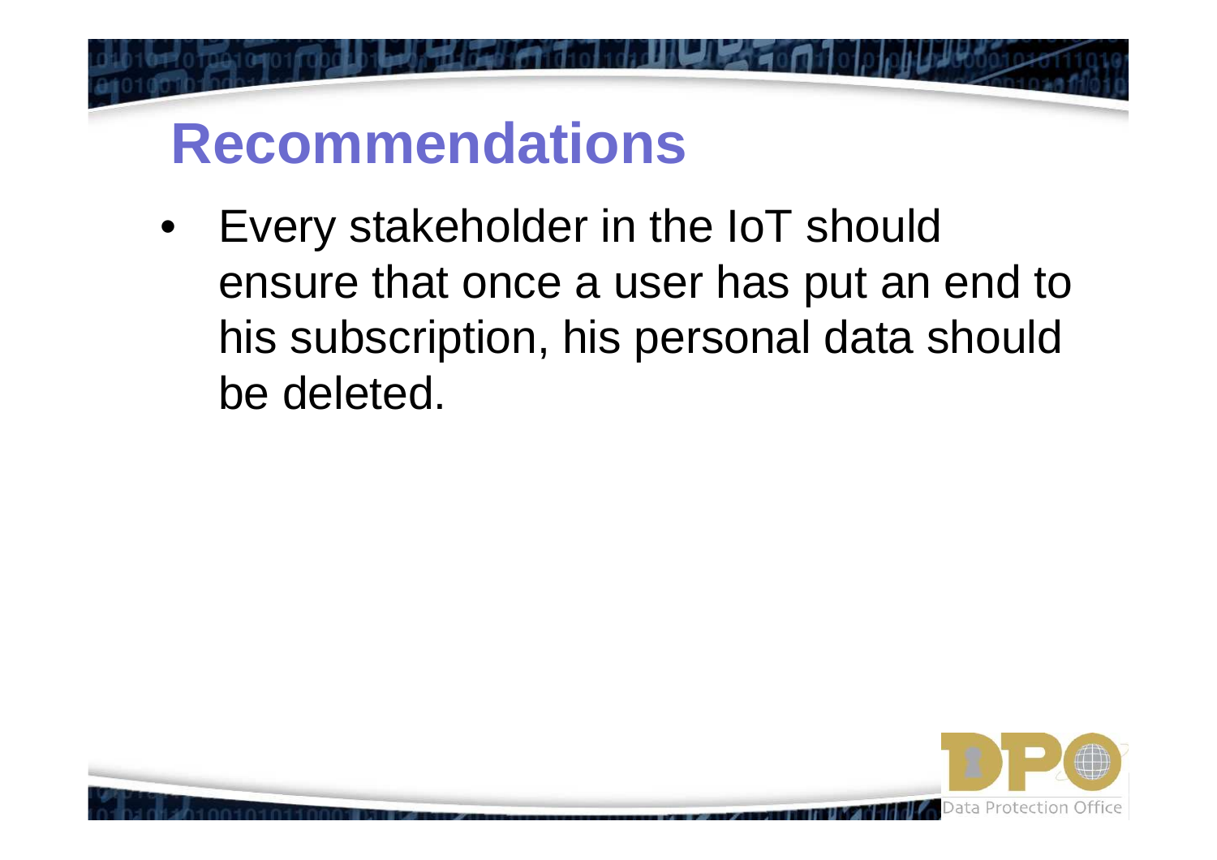# Recommendations

- Every stakeholder in the IoT should ensure that once a user has put an end to his subscription, his personal data should be deleted.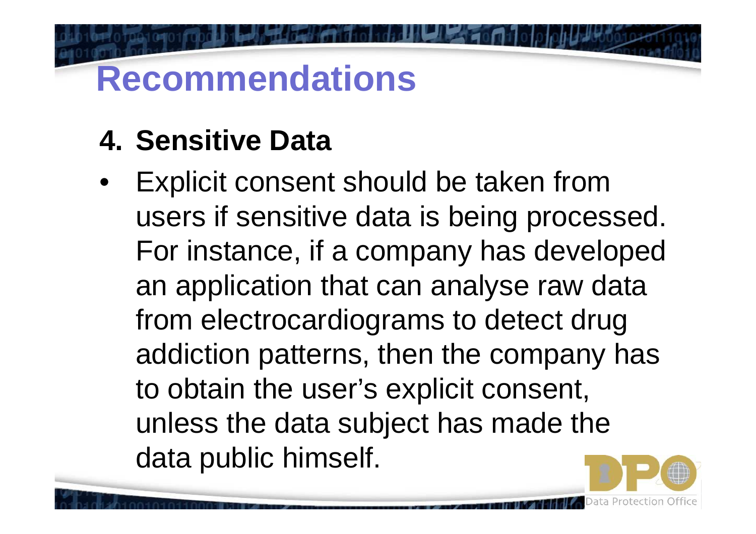# Recommendations

## 4. Sensitive Data

- Explicit consent should be taken from users if sensitive data is being processed. For instance, if a company has developed an application that can analyse raw data from electrocardiograms to detect drug addiction patterns, then the company has to obtain the user's explicit consent, unless the data subject has made the data public himself.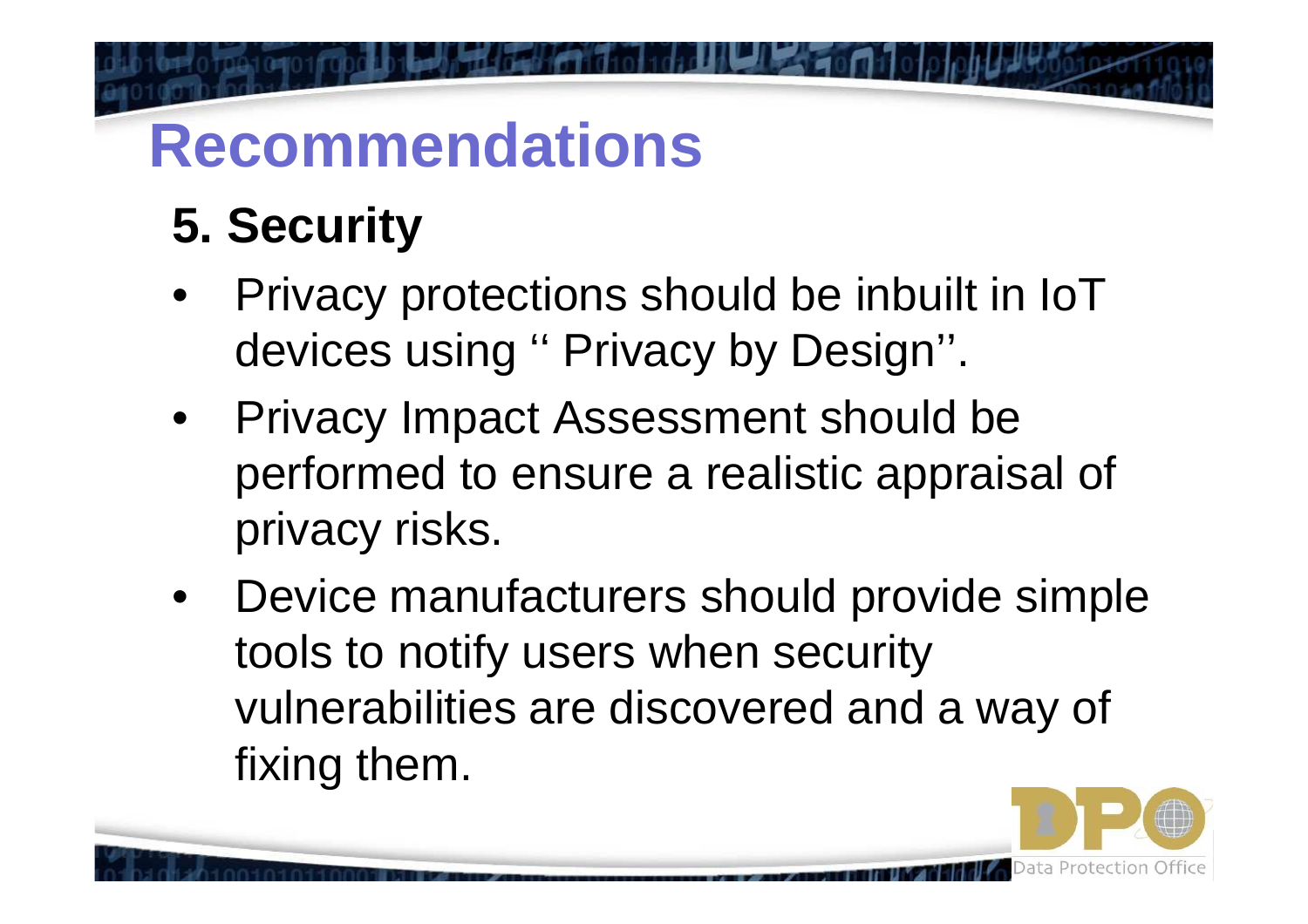# Recommendations

## 5. Security

- Privacy protections should be inbuilt in IoT devices using '' Privacy by Design''.
- Privacy Impact Assessment should be performed to ensure a realistic appraisal of privacy risks.
- Device manufacturers should provide simple tools to notify users when security vulnerabilities are discovered and a way of fixing them.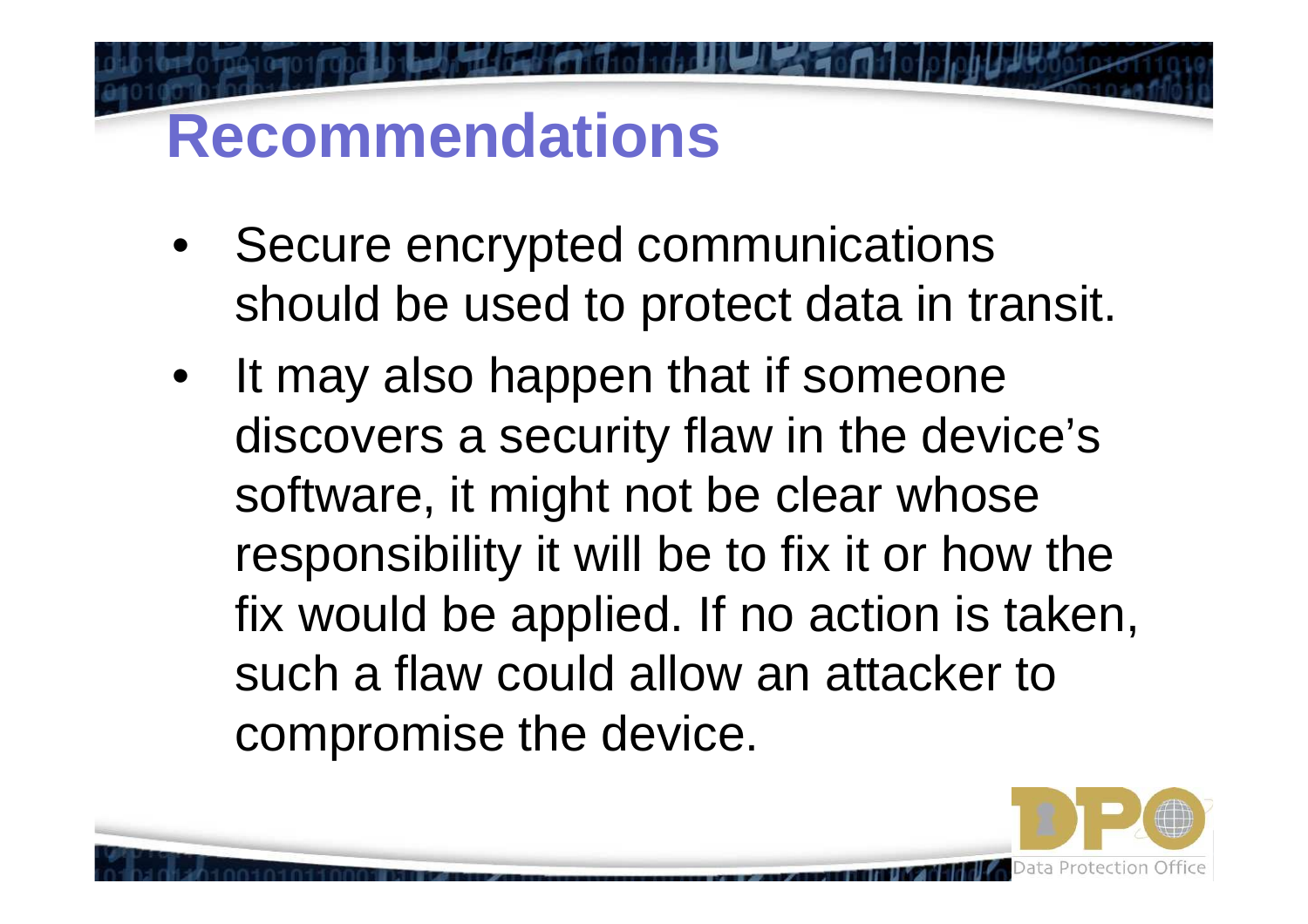# Recommendations

- Secure encrypted communications should be used to protect data in transit.
- It may also happen that if someone discovers a security flaw in the device's software, it might not be clear whose responsibility it will be to fix it or how the fix would be applied. If no action is taken, such a flaw could allow an attacker to compromise the device.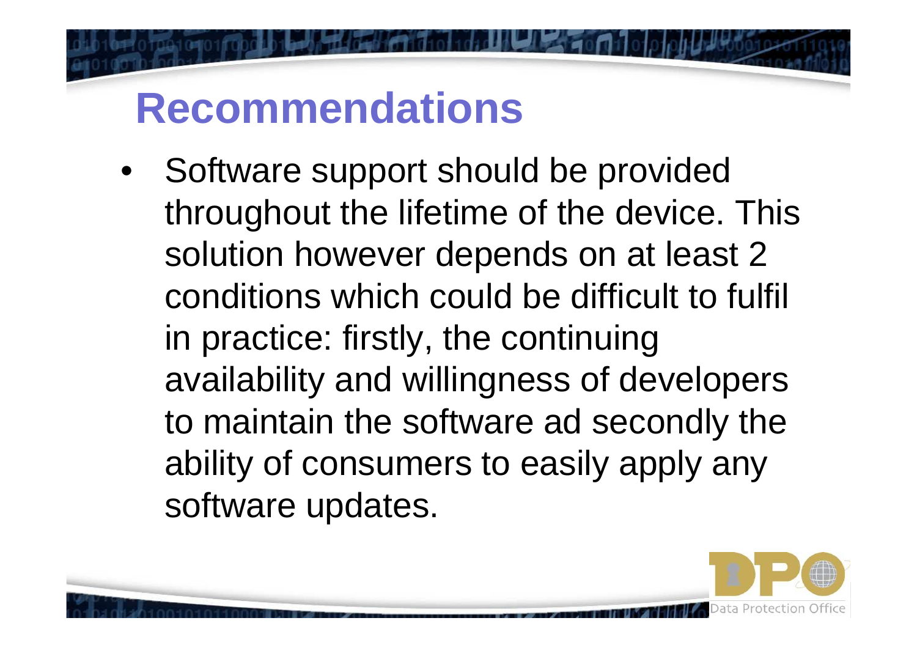# Recommendations

- Software support should be provided throughout the lifetime of the device. This solution however depends on at least 2 conditions which could be difficult to fulfil in practice: firstly, the continuing availability and willingness of developers to maintain the software ad secondly the ability of consumers to easily apply any software updates.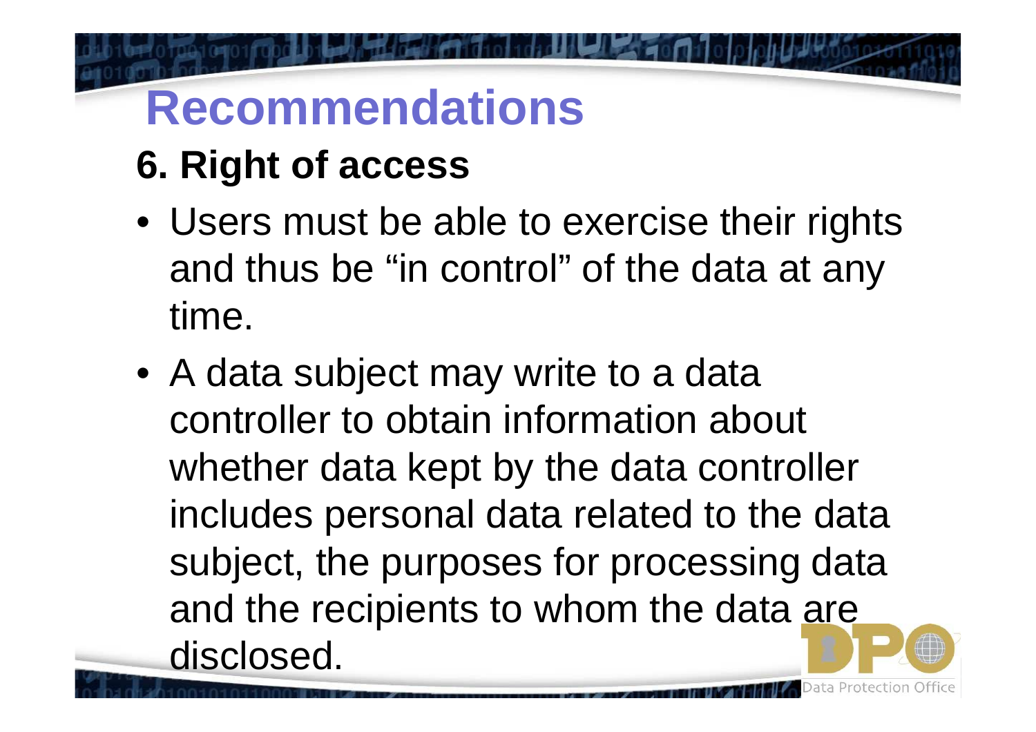# Recommendations

## 6. Right of access

- Users must be able to exercise their rights and thus be "in control" of the data at any time.
- A data subject may write to a data controller to obtain information about whether data kept by the data controller includes personal data related to the data subject, the purposes for processing data and the recipients to whom the data are disclosed.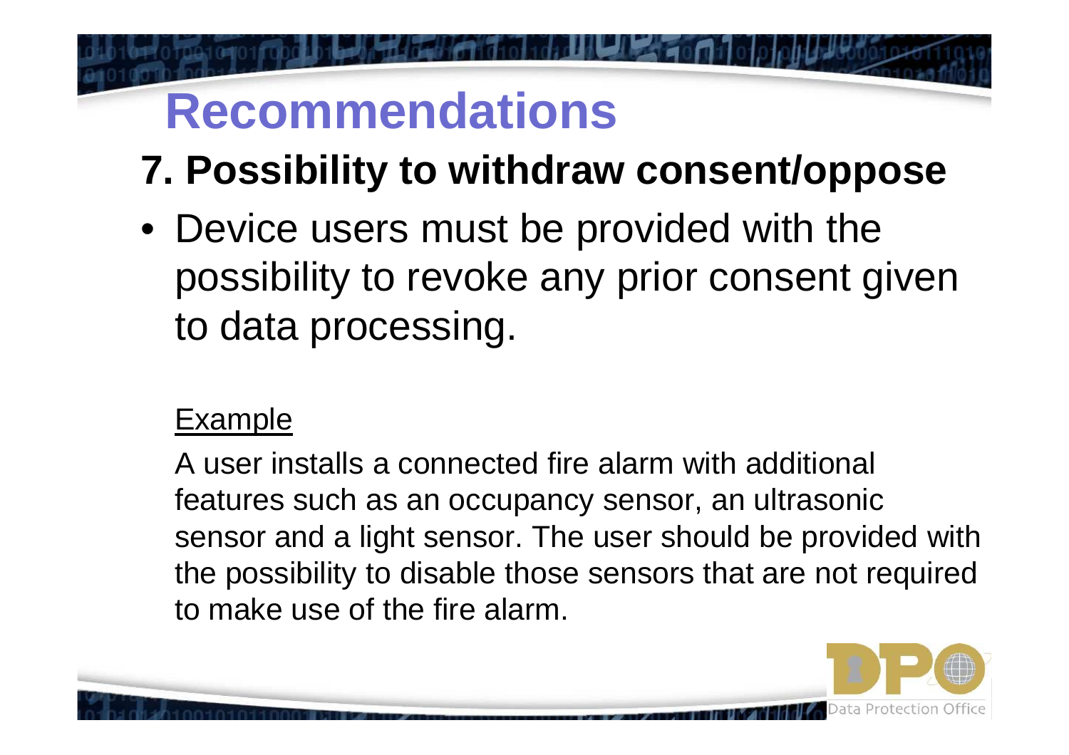# Recommendations

## 7. Possibility to withdraw consent/oppose

- Device users must be provided with the possibility to revoke any prior consent given to data processing.

Example

A user installs a connected fire alarm with additional features such as an occupancy sensor, an ultrasonic sensor and a light sensor. The user should be provided with the possibility to disable those sensors that are not required to make use of the fire alarm.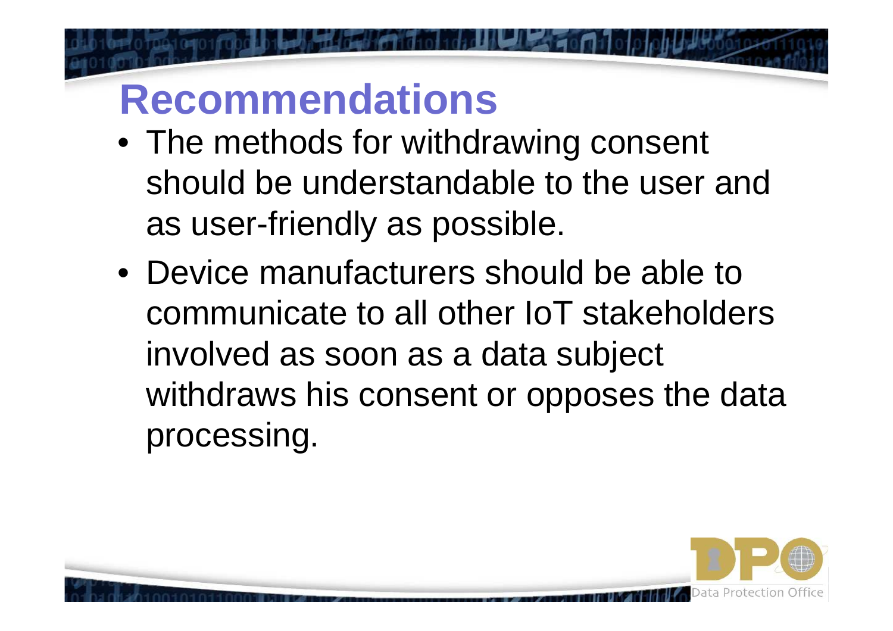# Recommendations

- The methods for withdrawing consent should be understandable to the user and as user-friendly as possible.
- Device manufacturers should be able to communicate to all other IoT stakeholders involved as soon as a data subject withdraws his consent or opposes the data processing.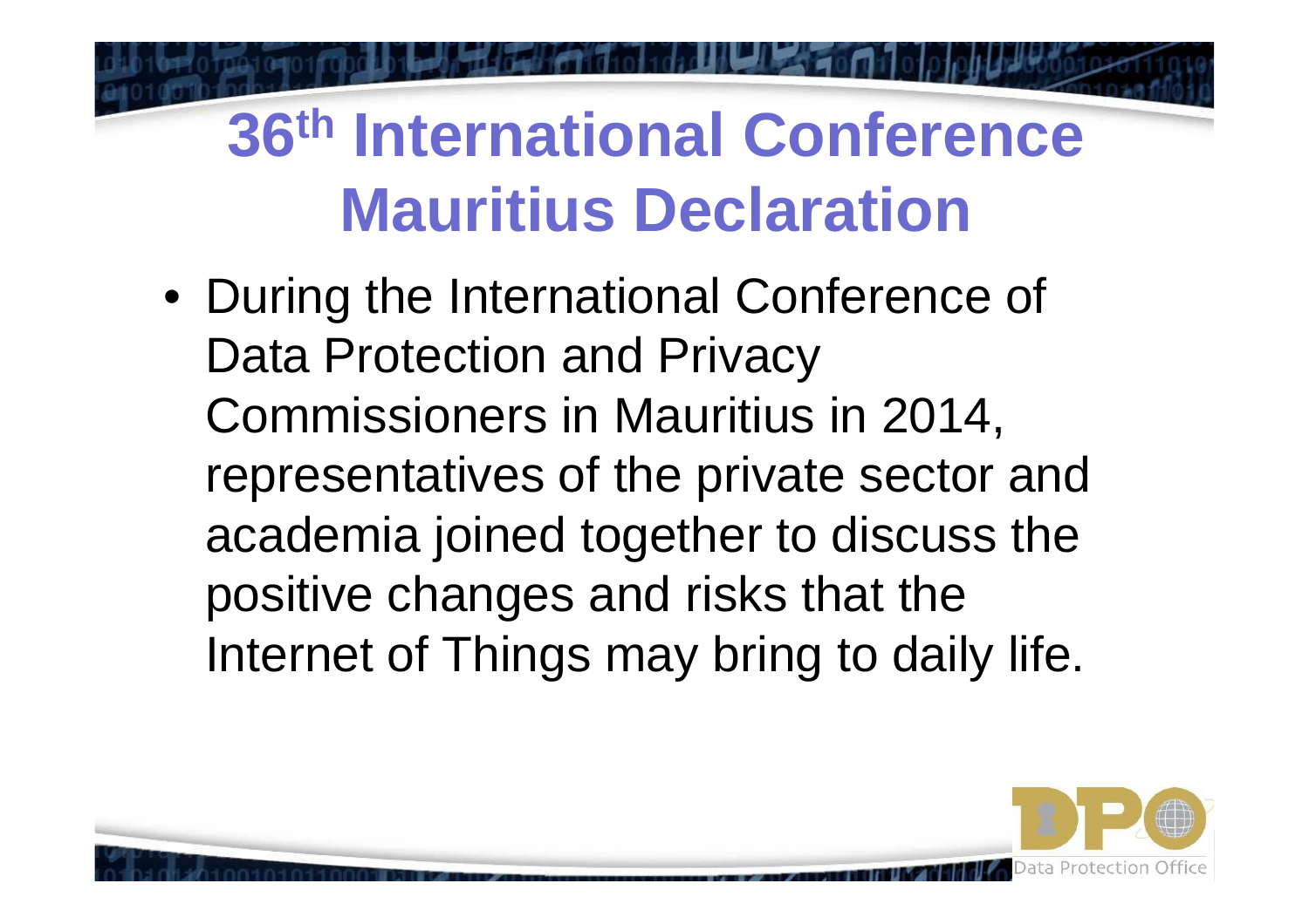# 36th International Conference Mauritius Declaration

- During the International Conference of Data Protection and Privacy Commissioners in Mauritius in 2014, representatives of the private sector and academia joined together to discuss the positive changes and risks that the Internet of Things may bring to daily life.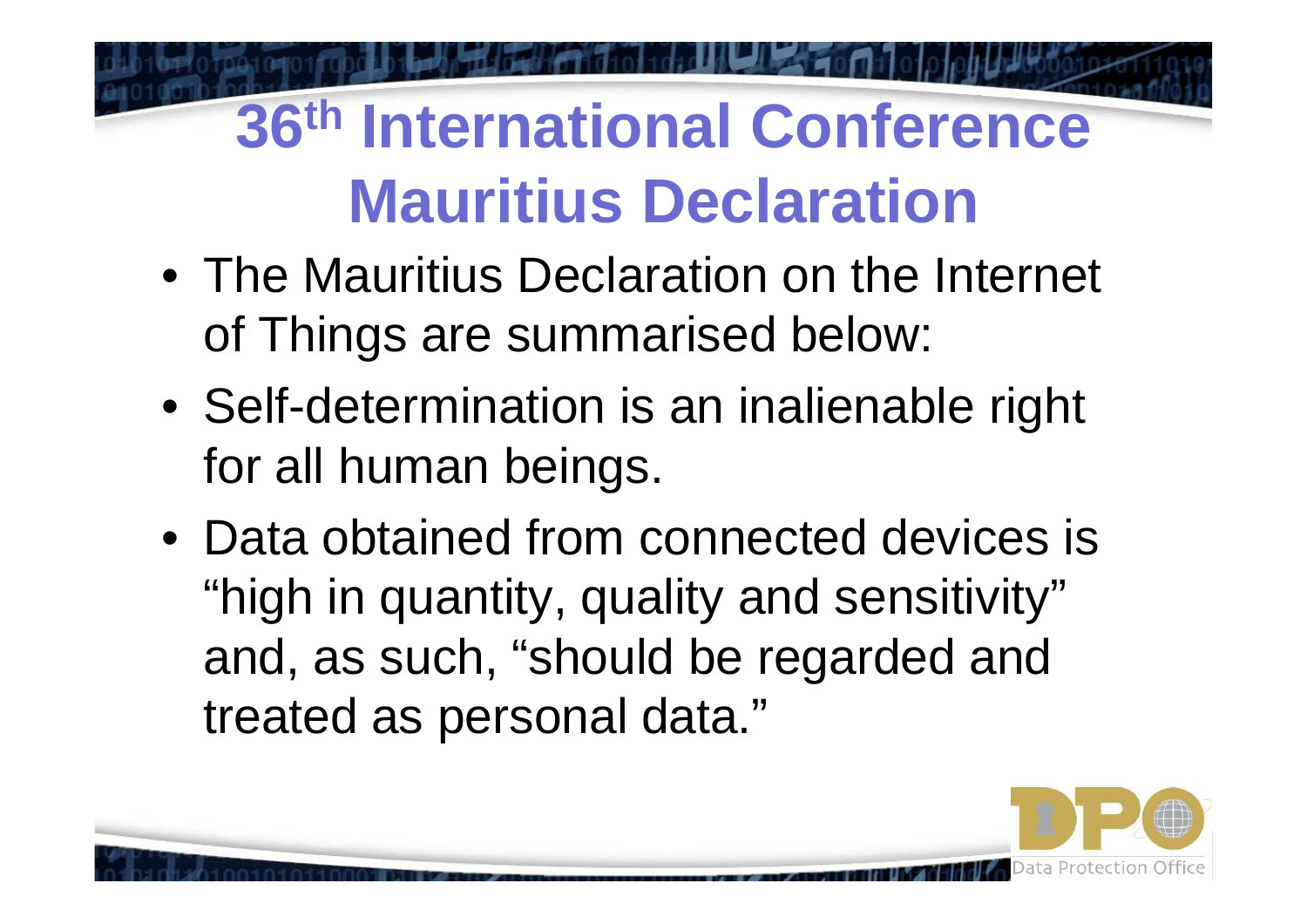# 36th International Conference Mauritius Declaration

- The Mauritius Declaration on the Internet of Things are summarised below:
- Self-determination is an inalienable right for all human beings.
- Data obtained from connected devices is "high in quantity, quality and sensitivity" and, as such, "should be regarded and treated as personal data."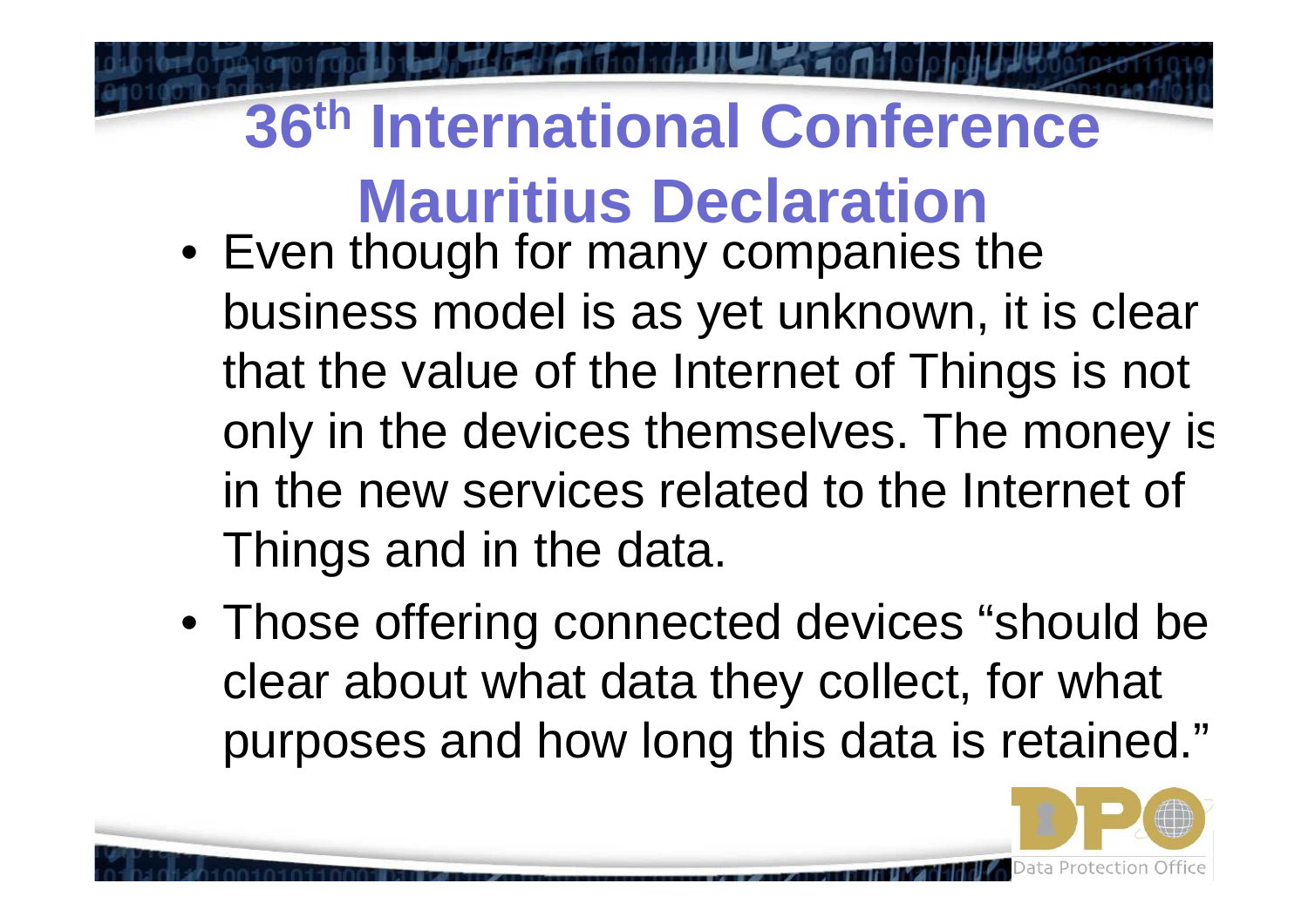# 36th International Conference Mauritius Declaration

- Even though for many companies the business model is as yet unknown, it is clear that the value of the Internet of Things is not only in the devices themselves. The money is in the new services related to the Internet of Things and in the data.
- Those offering connected devices "should be clear about what data they collect, for what purposes and how long this data is retained."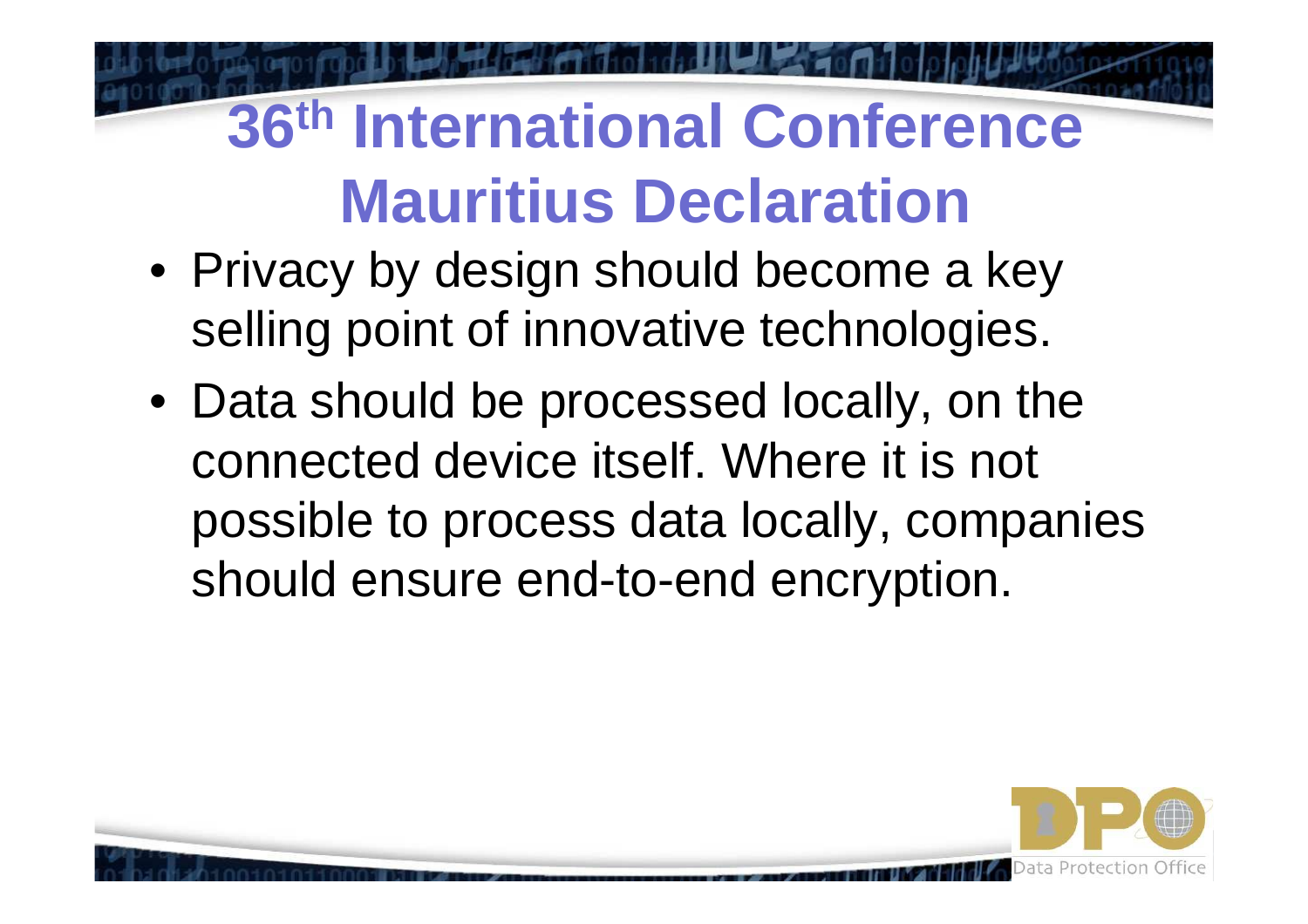# 36th International Conference Mauritius Declaration

- Privacy by design should become a key selling point of innovative technologies.
- Data should be processed locally, on the connected device itself. Where it is not possible to process data locally, companies should ensure end-to-end encryption.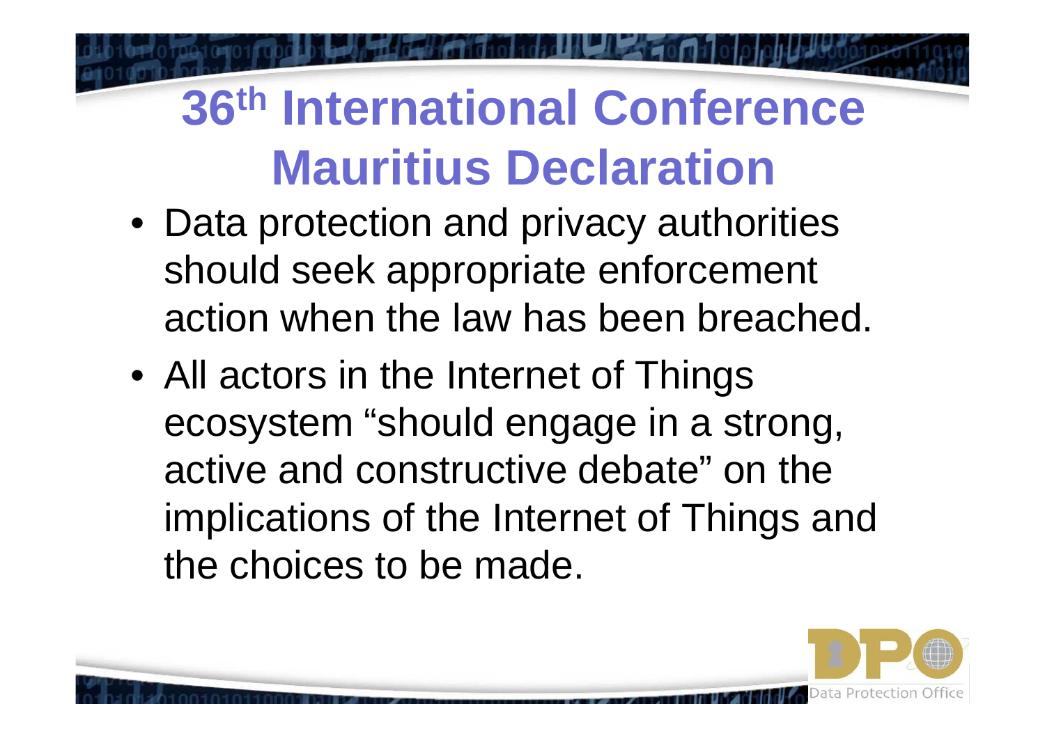# 36th International Conference Mauritius Declaration

- Data protection and privacy authorities should seek appropriate enforcement action when the law has been breached.
- All actors in the Internet of Things ecosystem "should engage in a strong, active and constructive debate" on the implications of the Internet of Things and the choices to be made.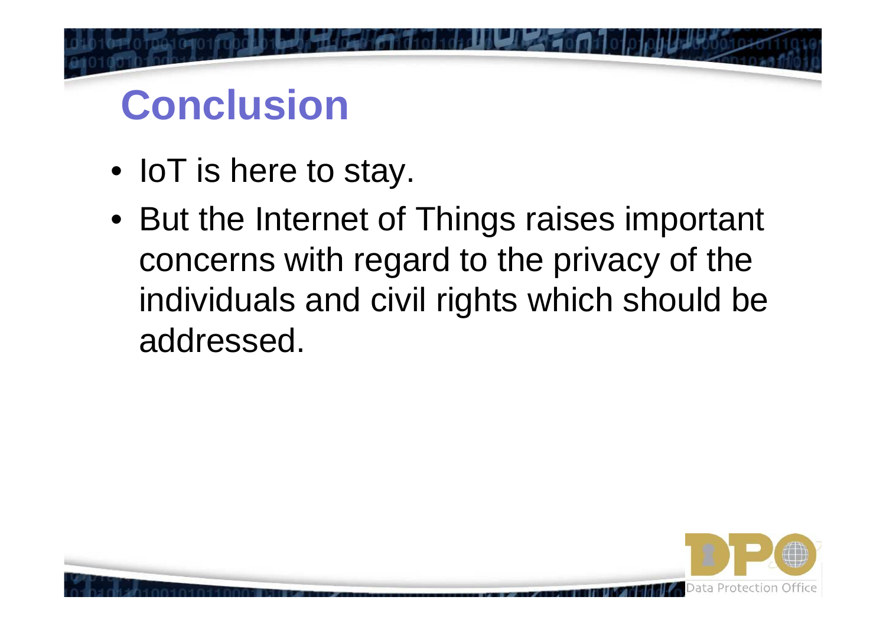# Conclusion

- IoT is here to stay.
- But the Internet of Things raises important concerns with regard to the privacy of the individuals and civil rights which should be addressed.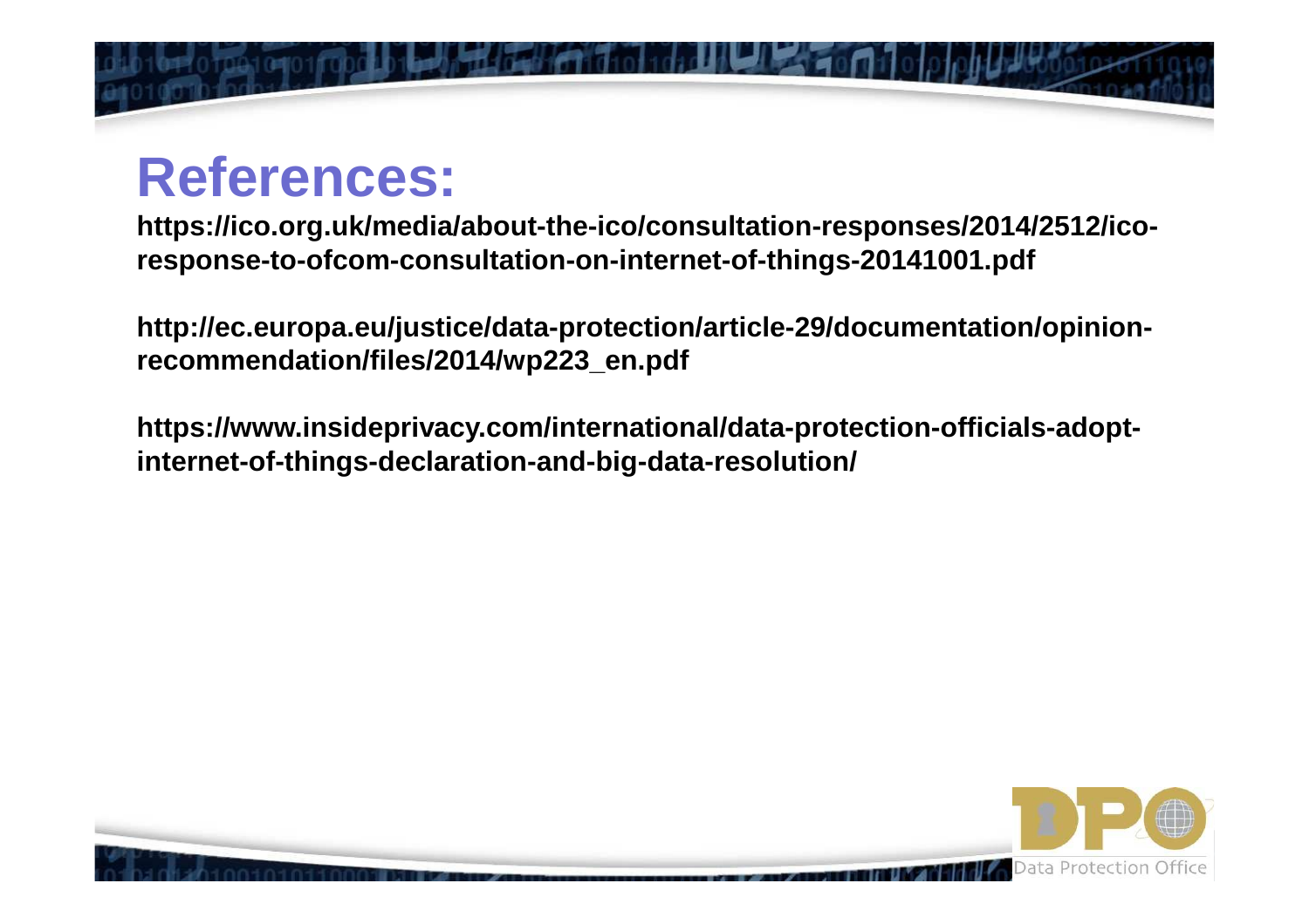# References:

**https://ico.org.uk/media/about-the-ico/consultation-responses/2014/2512/ico-response-to-ofcom-consultation-on-internet-of-things-20141001.pdf**

**http://ec.europa.eu/justice/data-protection/article-29/documentation/opinion-recommendation/files/2014/wp223_en.pdf**

**https://www.insideprivacy.com/international/data-protection-officials-adopt-internet-of-things-declaration-and-big-data-resolution/**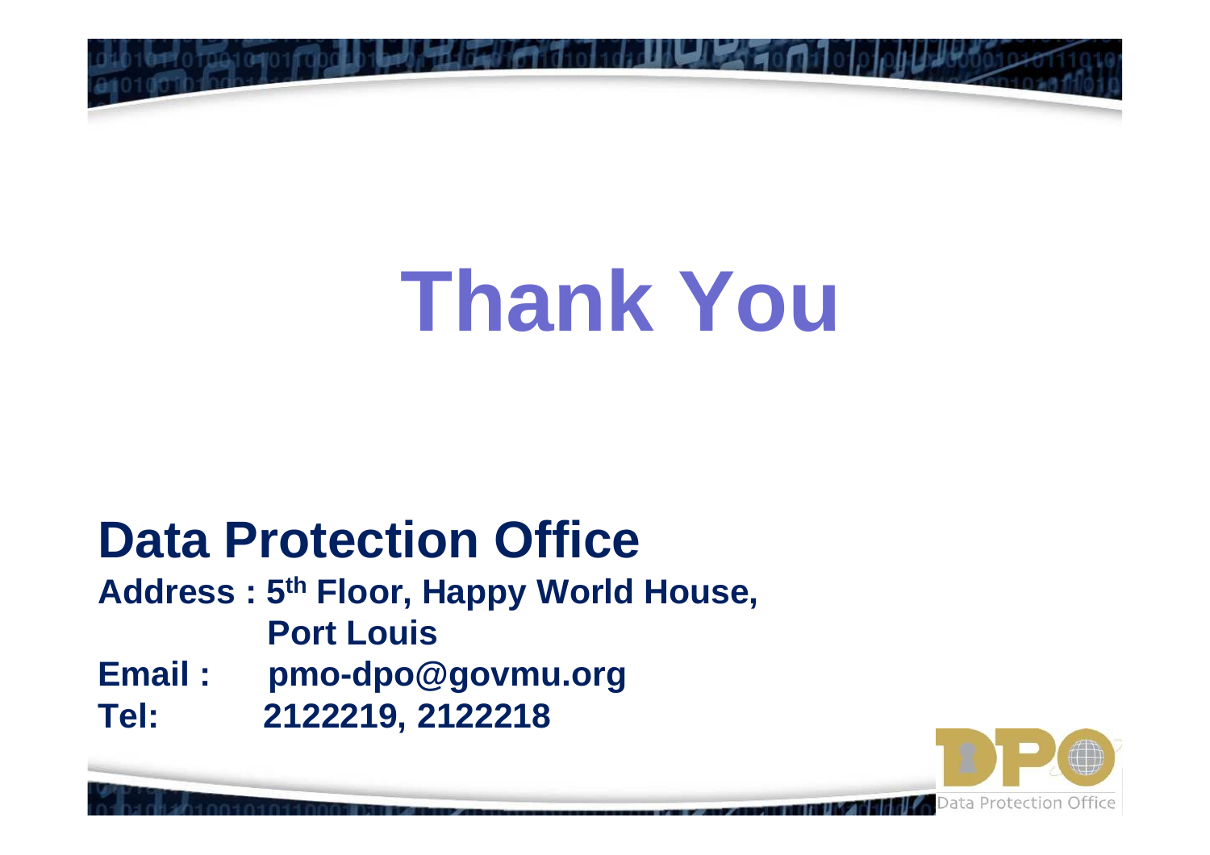# Thank You

## Data Protection Office

**Address : 5th Floor, Happy World House,**
**Port Louis**
**Email : pmo-dpo@govmu.org**
**Tel: 2122219, 2122218**

Data Protection Office